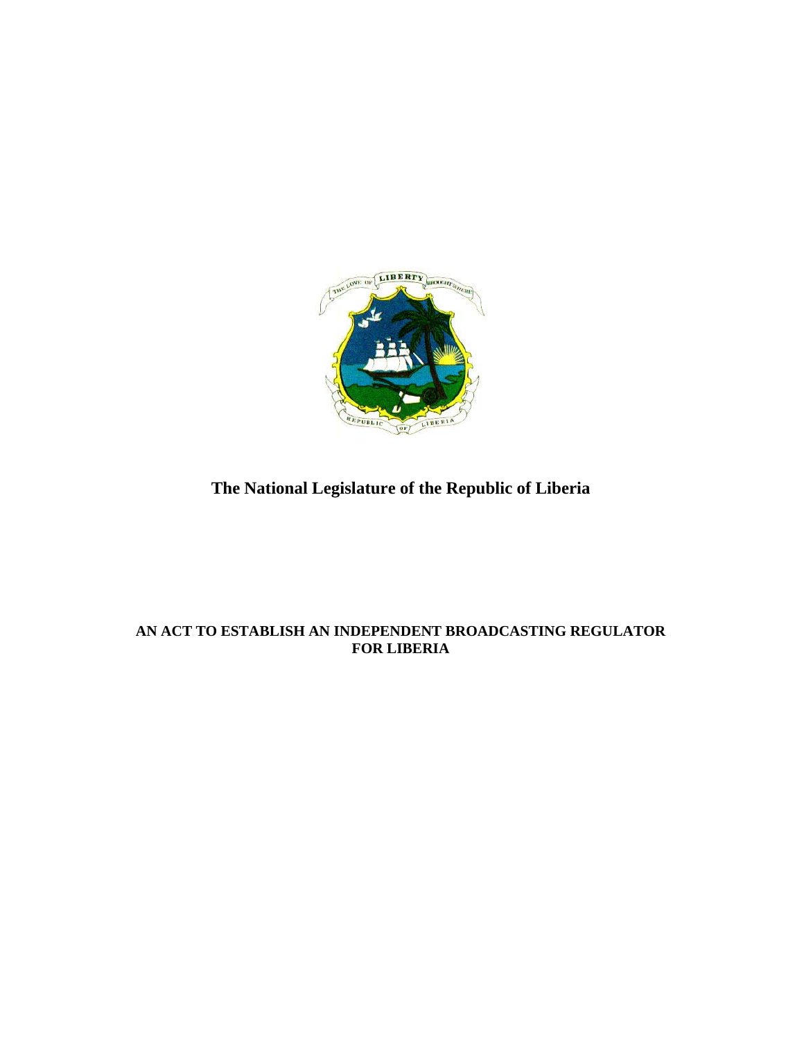# The National Legislature of the Republic of Liberia

## AN ACT TO ESTABLISH AN INDEPENDENT BROADCASTING REGULATOR FOR LIBERIA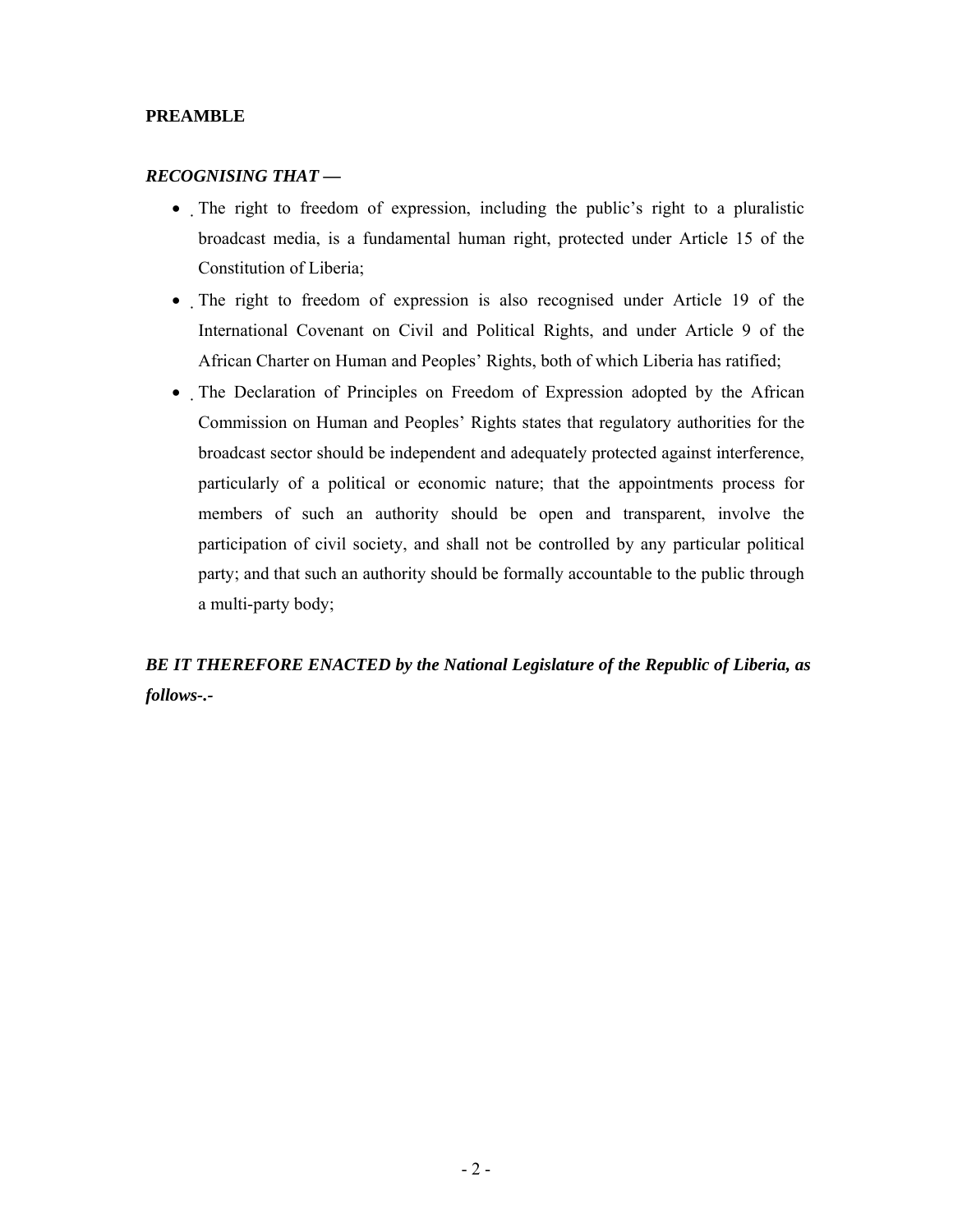**PREAMBLE**

***RECOGNISING THAT —***

- The right to freedom of expression, including the public's right to a pluralistic broadcast media, is a fundamental human right, protected under Article 15 of the Constitution of Liberia;
- The right to freedom of expression is also recognised under Article 19 of the International Covenant on Civil and Political Rights, and under Article 9 of the African Charter on Human and Peoples' Rights, both of which Liberia has ratified;
- The Declaration of Principles on Freedom of Expression adopted by the African Commission on Human and Peoples' Rights states that regulatory authorities for the broadcast sector should be independent and adequately protected against interference, particularly of a political or economic nature; that the appointments process for members of such an authority should be open and transparent, involve the participation of civil society, and shall not be controlled by any particular political party; and that such an authority should be formally accountable to the public through a multi-party body;

***BE IT THEREFORE ENACTED by the National Legislature of the Republic of Liberia, as follows-.-***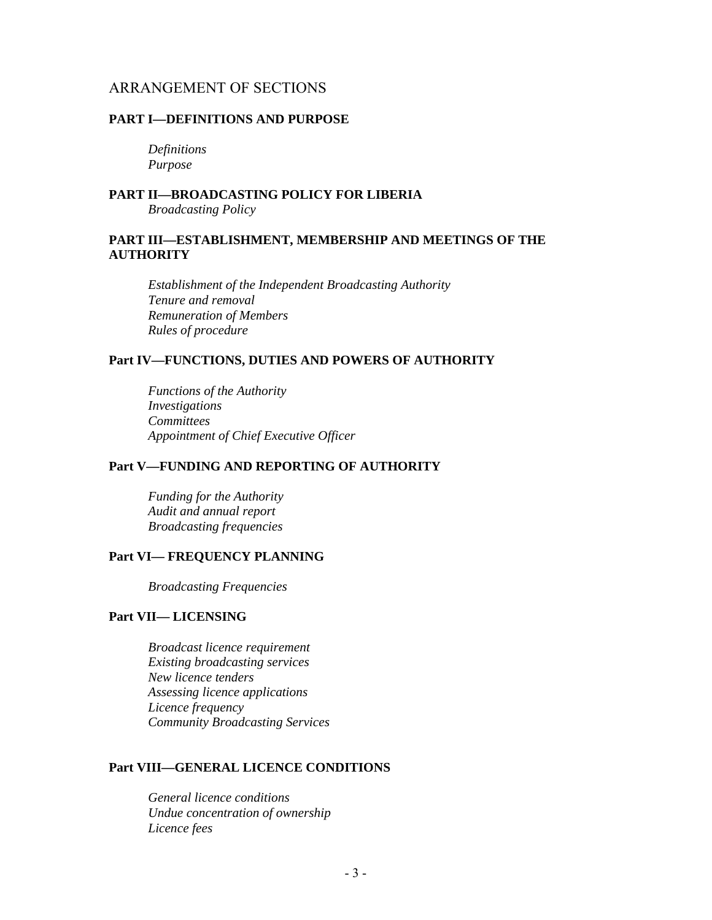# ARRANGEMENT OF SECTIONS

## PART I—DEFINITIONS AND PURPOSE

*Definitions*
*Purpose*

## PART II—BROADCASTING POLICY FOR LIBERIA

*Broadcasting Policy*

## PART III—ESTABLISHMENT, MEMBERSHIP AND MEETINGS OF THE AUTHORITY

*Establishment of the Independent Broadcasting Authority*
*Tenure and removal*
*Remuneration of Members*
*Rules of procedure*

## Part IV—FUNCTIONS, DUTIES AND POWERS OF AUTHORITY

*Functions of the Authority*
*Investigations*
*Committees*
*Appointment of Chief Executive Officer*

## Part V—FUNDING AND REPORTING OF AUTHORITY

*Funding for the Authority*
*Audit and annual report*
*Broadcasting frequencies*

## Part VI— FREQUENCY PLANNING

*Broadcasting Frequencies*

## Part VII— LICENSING

*Broadcast licence requirement*
*Existing broadcasting services*
*New licence tenders*
*Assessing licence applications*
*Licence frequency*
*Community Broadcasting Services*

## Part VIII—GENERAL LICENCE CONDITIONS

*General licence conditions*
*Undue concentration of ownership*
*Licence fees*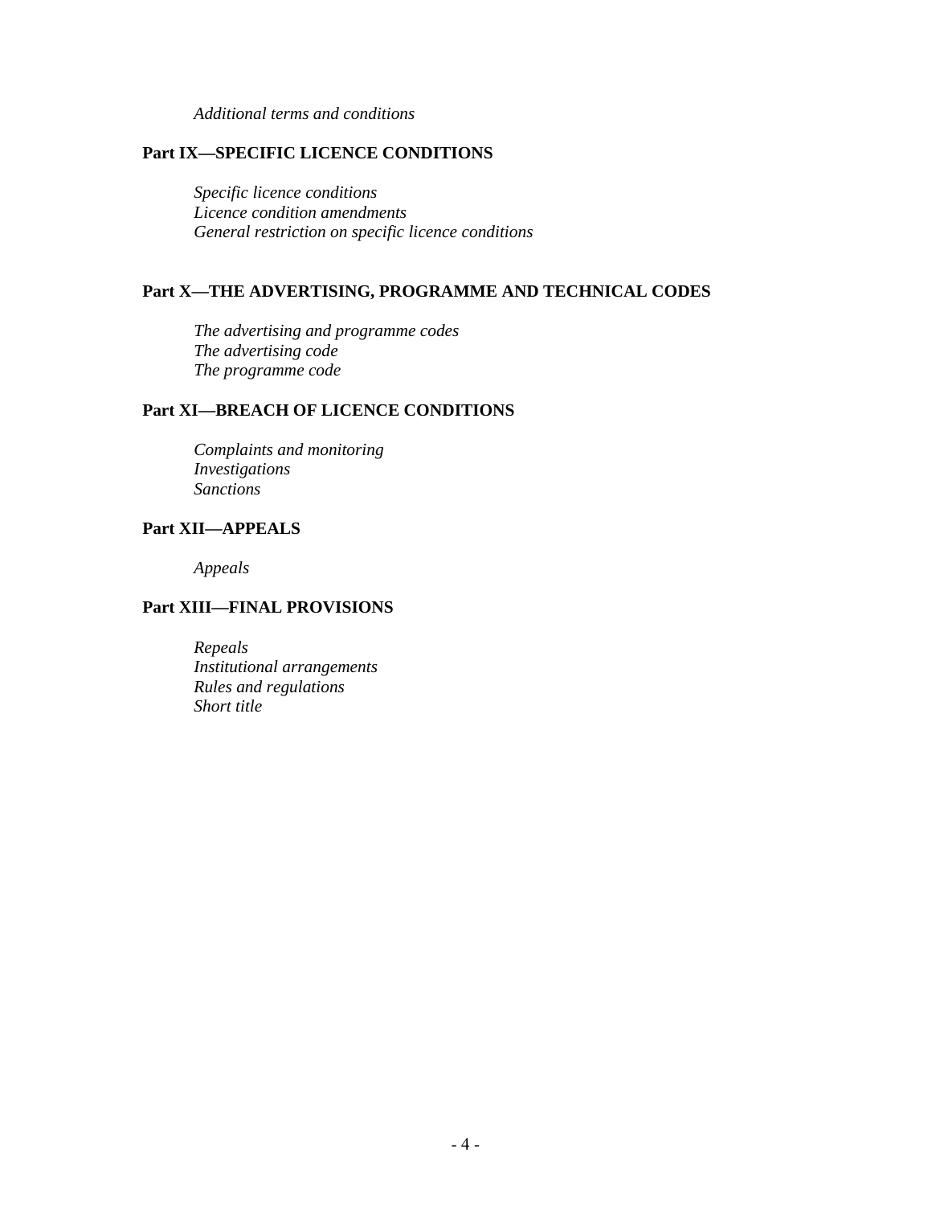*Additional terms and conditions*

**Part IX—SPECIFIC LICENCE CONDITIONS**

*Specific licence conditions*
*Licence condition amendments*
*General restriction on specific licence conditions*

**Part X—THE ADVERTISING, PROGRAMME AND TECHNICAL CODES**

*The advertising and programme codes*
*The advertising code*
*The programme code*

**Part XI—BREACH OF LICENCE CONDITIONS**

*Complaints and monitoring*
*Investigations*
*Sanctions*

**Part XII—APPEALS**

*Appeals*

**Part XIII—FINAL PROVISIONS**

*Repeals*
*Institutional arrangements*
*Rules and regulations*
*Short title*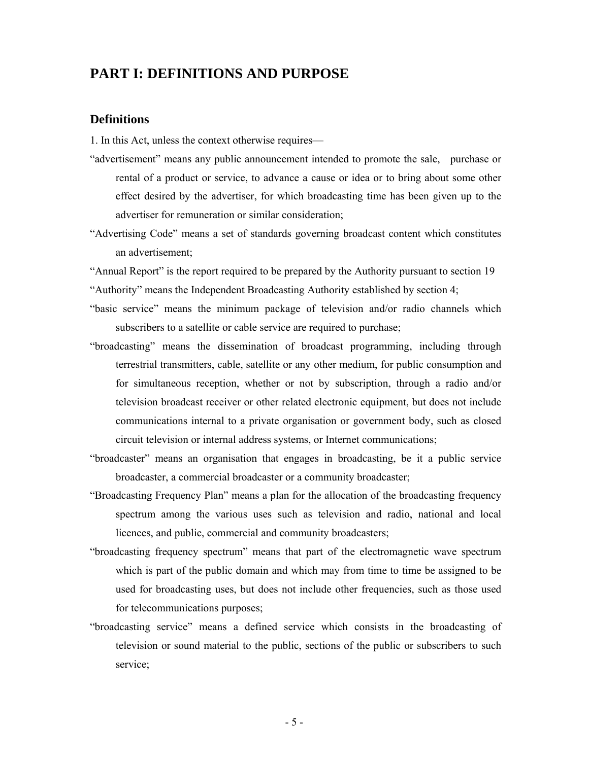# PART I: DEFINITIONS AND PURPOSE

## Definitions

1. In this Act, unless the context otherwise requires—

"advertisement" means any public announcement intended to promote the sale, purchase or rental of a product or service, to advance a cause or idea or to bring about some other effect desired by the advertiser, for which broadcasting time has been given up to the advertiser for remuneration or similar consideration;

"Advertising Code" means a set of standards governing broadcast content which constitutes an advertisement;

"Annual Report" is the report required to be prepared by the Authority pursuant to section 19

"Authority" means the Independent Broadcasting Authority established by section 4;

"basic service" means the minimum package of television and/or radio channels which subscribers to a satellite or cable service are required to purchase;

"broadcasting" means the dissemination of broadcast programming, including through terrestrial transmitters, cable, satellite or any other medium, for public consumption and for simultaneous reception, whether or not by subscription, through a radio and/or television broadcast receiver or other related electronic equipment, but does not include communications internal to a private organisation or government body, such as closed circuit television or internal address systems, or Internet communications;

"broadcaster" means an organisation that engages in broadcasting, be it a public service broadcaster, a commercial broadcaster or a community broadcaster;

"Broadcasting Frequency Plan" means a plan for the allocation of the broadcasting frequency spectrum among the various uses such as television and radio, national and local licences, and public, commercial and community broadcasters;

"broadcasting frequency spectrum" means that part of the electromagnetic wave spectrum which is part of the public domain and which may from time to time be assigned to be used for broadcasting uses, but does not include other frequencies, such as those used for telecommunications purposes;

"broadcasting service" means a defined service which consists in the broadcasting of television or sound material to the public, sections of the public or subscribers to such service;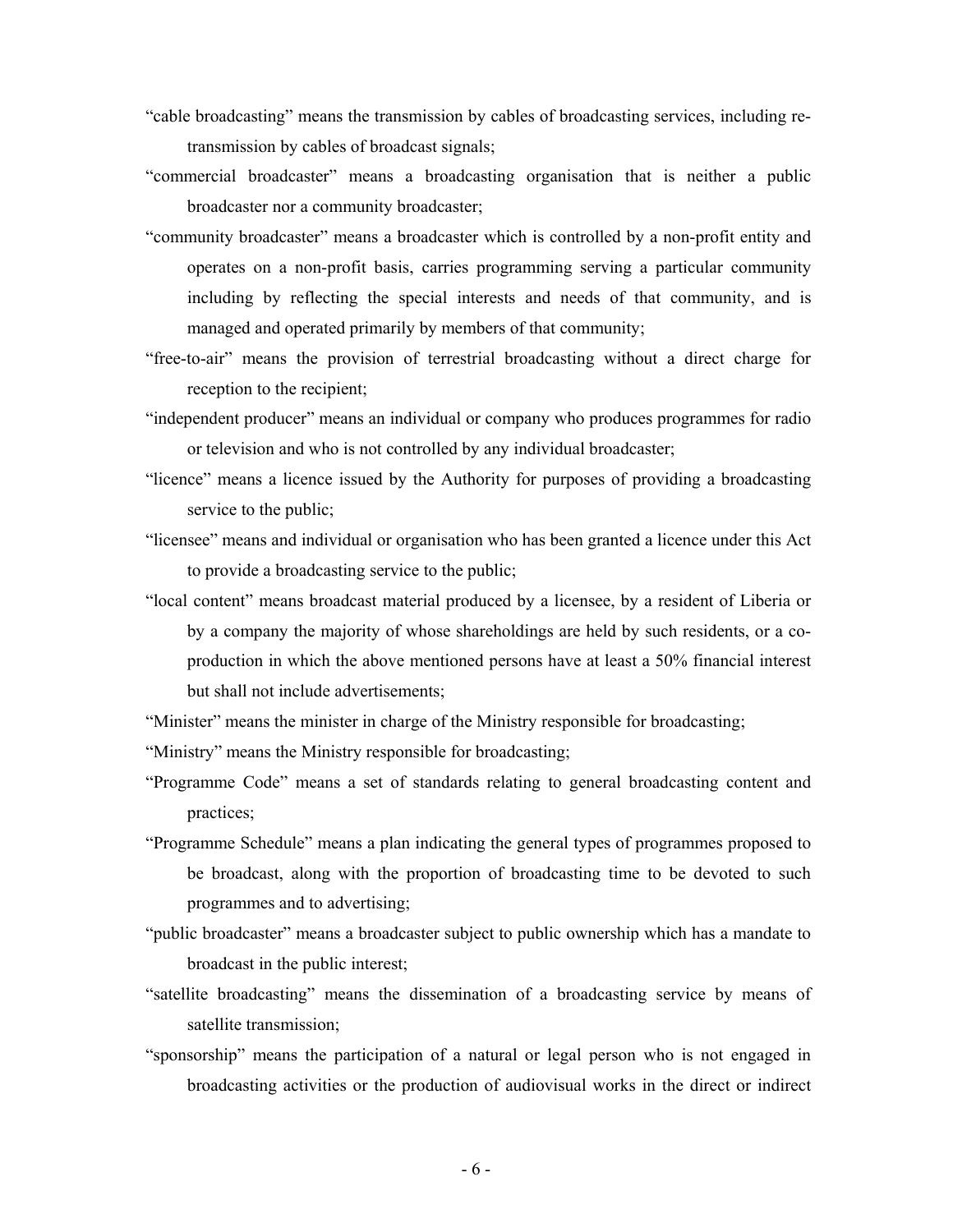"cable broadcasting" means the transmission by cables of broadcasting services, including re-transmission by cables of broadcast signals;

"commercial broadcaster" means a broadcasting organisation that is neither a public broadcaster nor a community broadcaster;

"community broadcaster" means a broadcaster which is controlled by a non-profit entity and operates on a non-profit basis, carries programming serving a particular community including by reflecting the special interests and needs of that community, and is managed and operated primarily by members of that community;

"free-to-air" means the provision of terrestrial broadcasting without a direct charge for reception to the recipient;

"independent producer" means an individual or company who produces programmes for radio or television and who is not controlled by any individual broadcaster;

"licence" means a licence issued by the Authority for purposes of providing a broadcasting service to the public;

"licensee" means and individual or organisation who has been granted a licence under this Act to provide a broadcasting service to the public;

"local content" means broadcast material produced by a licensee, by a resident of Liberia or by a company the majority of whose shareholdings are held by such residents, or a co-production in which the above mentioned persons have at least a 50% financial interest but shall not include advertisements;

"Minister" means the minister in charge of the Ministry responsible for broadcasting;

"Ministry" means the Ministry responsible for broadcasting;

"Programme Code" means a set of standards relating to general broadcasting content and practices;

"Programme Schedule" means a plan indicating the general types of programmes proposed to be broadcast, along with the proportion of broadcasting time to be devoted to such programmes and to advertising;

"public broadcaster" means a broadcaster subject to public ownership which has a mandate to broadcast in the public interest;

"satellite broadcasting" means the dissemination of a broadcasting service by means of satellite transmission;

"sponsorship" means the participation of a natural or legal person who is not engaged in broadcasting activities or the production of audiovisual works in the direct or indirect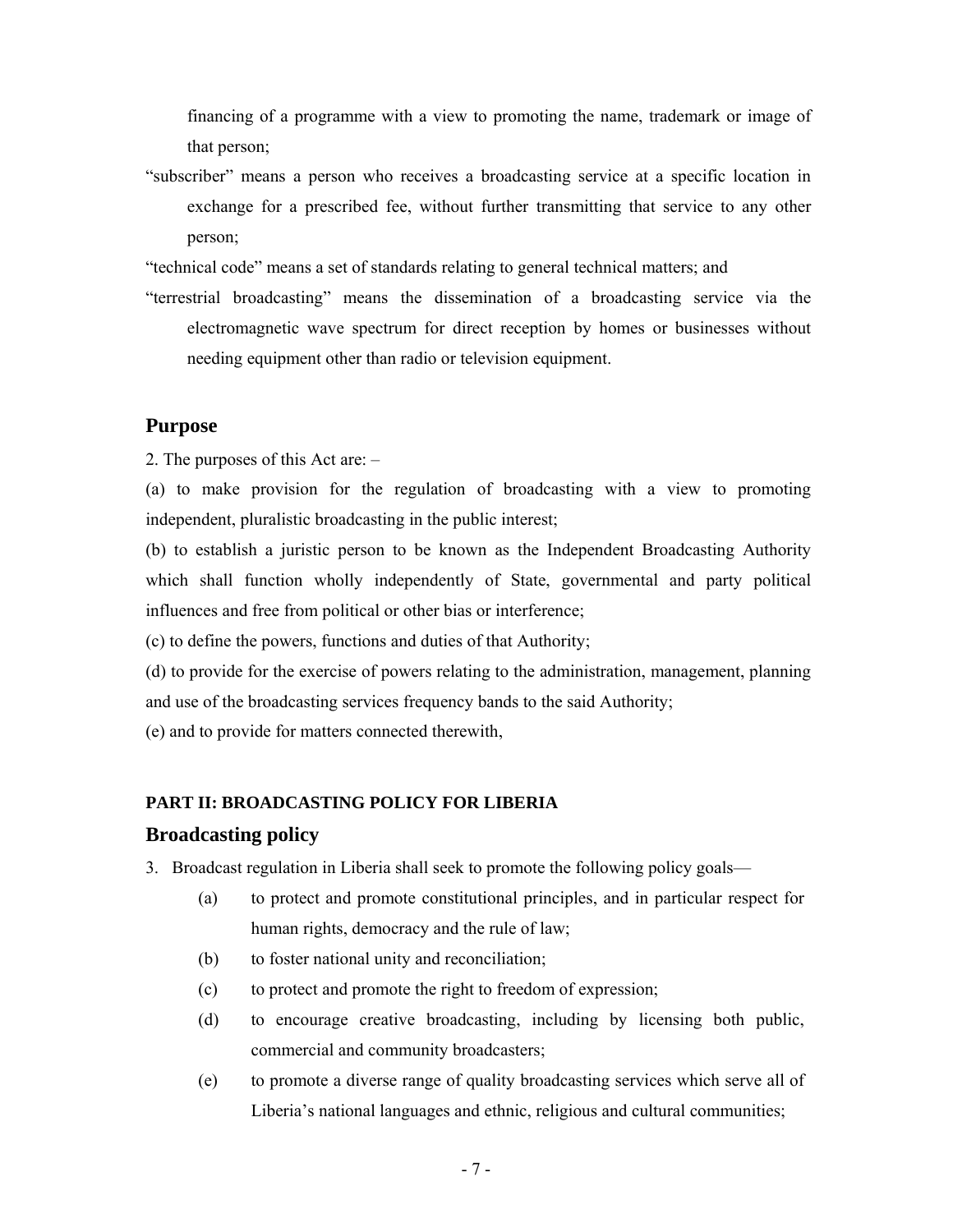financing of a programme with a view to promoting the name, trademark or image of that person;

"subscriber" means a person who receives a broadcasting service at a specific location in exchange for a prescribed fee, without further transmitting that service to any other person;

"technical code" means a set of standards relating to general technical matters; and

"terrestrial broadcasting" means the dissemination of a broadcasting service via the electromagnetic wave spectrum for direct reception by homes or businesses without needing equipment other than radio or television equipment.

## Purpose

2. The purposes of this Act are: –

(a) to make provision for the regulation of broadcasting with a view to promoting independent, pluralistic broadcasting in the public interest;

(b) to establish a juristic person to be known as the Independent Broadcasting Authority which shall function wholly independently of State, governmental and party political influences and free from political or other bias or interference;

(c) to define the powers, functions and duties of that Authority;

(d) to provide for the exercise of powers relating to the administration, management, planning and use of the broadcasting services frequency bands to the said Authority;

(e) and to provide for matters connected therewith,

#### PART II: BROADCASTING POLICY FOR LIBERIA

## Broadcasting policy

3. Broadcast regulation in Liberia shall seek to promote the following policy goals—

   (a) to protect and promote constitutional principles, and in particular respect for human rights, democracy and the rule of law;

   (b) to foster national unity and reconciliation;

   (c) to protect and promote the right to freedom of expression;

   (d) to encourage creative broadcasting, including by licensing both public, commercial and community broadcasters;

   (e) to promote a diverse range of quality broadcasting services which serve all of Liberia's national languages and ethnic, religious and cultural communities;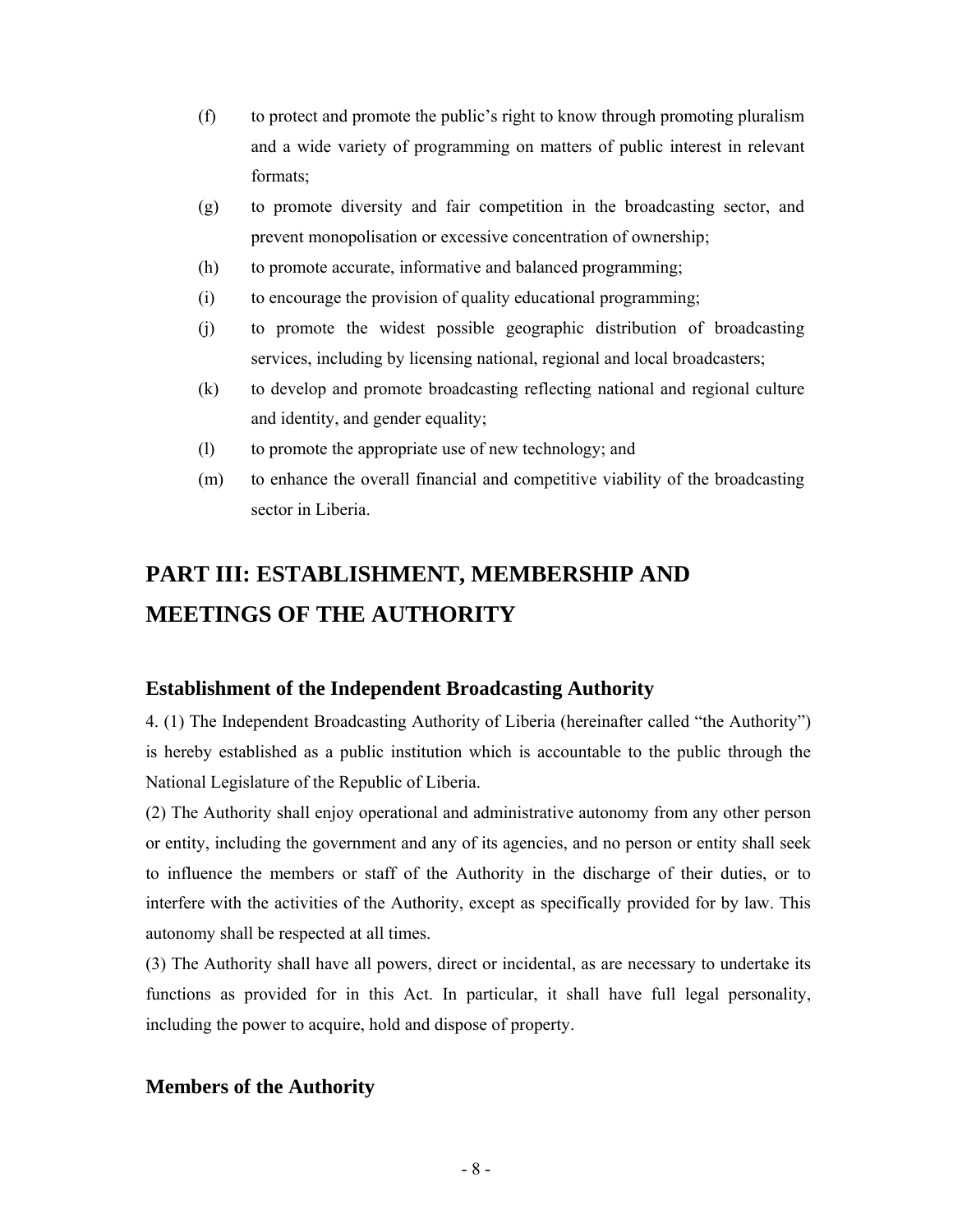(f) to protect and promote the public's right to know through promoting pluralism and a wide variety of programming on matters of public interest in relevant formats;

(g) to promote diversity and fair competition in the broadcasting sector, and prevent monopolisation or excessive concentration of ownership;

(h) to promote accurate, informative and balanced programming;

(i) to encourage the provision of quality educational programming;

(j) to promote the widest possible geographic distribution of broadcasting services, including by licensing national, regional and local broadcasters;

(k) to develop and promote broadcasting reflecting national and regional culture and identity, and gender equality;

(l) to promote the appropriate use of new technology; and

(m) to enhance the overall financial and competitive viability of the broadcasting sector in Liberia.

# PART III: ESTABLISHMENT, MEMBERSHIP AND MEETINGS OF THE AUTHORITY

### Establishment of the Independent Broadcasting Authority

4. (1) The Independent Broadcasting Authority of Liberia (hereinafter called "the Authority") is hereby established as a public institution which is accountable to the public through the National Legislature of the Republic of Liberia.

(2) The Authority shall enjoy operational and administrative autonomy from any other person or entity, including the government and any of its agencies, and no person or entity shall seek to influence the members or staff of the Authority in the discharge of their duties, or to interfere with the activities of the Authority, except as specifically provided for by law. This autonomy shall be respected at all times.

(3) The Authority shall have all powers, direct or incidental, as are necessary to undertake its functions as provided for in this Act. In particular, it shall have full legal personality, including the power to acquire, hold and dispose of property.

### Members of the Authority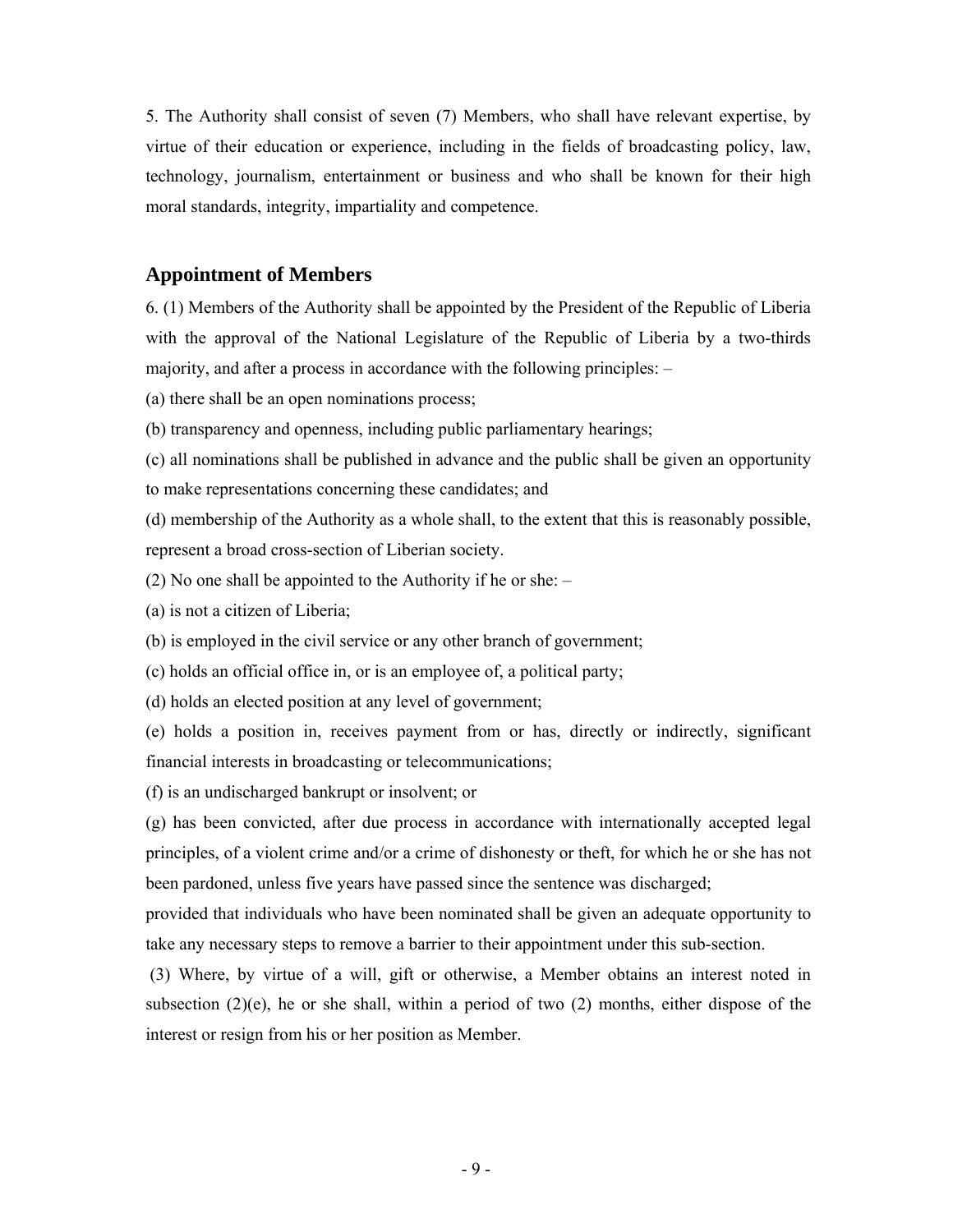5. The Authority shall consist of seven (7) Members, who shall have relevant expertise, by virtue of their education or experience, including in the fields of broadcasting policy, law, technology, journalism, entertainment or business and who shall be known for their high moral standards, integrity, impartiality and competence.

## Appointment of Members

6. (1) Members of the Authority shall be appointed by the President of the Republic of Liberia with the approval of the National Legislature of the Republic of Liberia by a two-thirds majority, and after a process in accordance with the following principles: –

(a) there shall be an open nominations process;

(b) transparency and openness, including public parliamentary hearings;

(c) all nominations shall be published in advance and the public shall be given an opportunity to make representations concerning these candidates; and

(d) membership of the Authority as a whole shall, to the extent that this is reasonably possible, represent a broad cross-section of Liberian society.

(2) No one shall be appointed to the Authority if he or she: –

(a) is not a citizen of Liberia;

(b) is employed in the civil service or any other branch of government;

(c) holds an official office in, or is an employee of, a political party;

(d) holds an elected position at any level of government;

(e) holds a position in, receives payment from or has, directly or indirectly, significant financial interests in broadcasting or telecommunications;

(f) is an undischarged bankrupt or insolvent; or

(g) has been convicted, after due process in accordance with internationally accepted legal principles, of a violent crime and/or a crime of dishonesty or theft, for which he or she has not been pardoned, unless five years have passed since the sentence was discharged;

provided that individuals who have been nominated shall be given an adequate opportunity to take any necessary steps to remove a barrier to their appointment under this sub-section.

(3) Where, by virtue of a will, gift or otherwise, a Member obtains an interest noted in subsection (2)(e), he or she shall, within a period of two (2) months, either dispose of the interest or resign from his or her position as Member.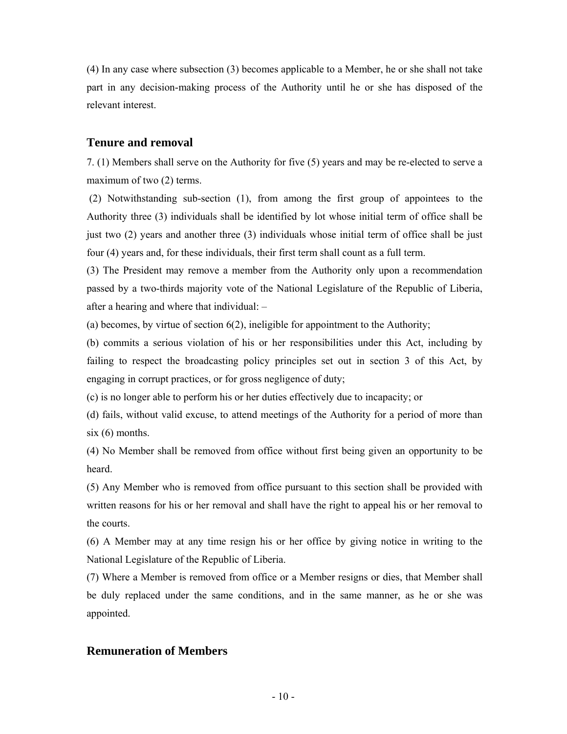(4) In any case where subsection (3) becomes applicable to a Member, he or she shall not take part in any decision-making process of the Authority until he or she has disposed of the relevant interest.

## Tenure and removal

7. (1) Members shall serve on the Authority for five (5) years and may be re-elected to serve a maximum of two (2) terms.

(2) Notwithstanding sub-section (1), from among the first group of appointees to the Authority three (3) individuals shall be identified by lot whose initial term of office shall be just two (2) years and another three (3) individuals whose initial term of office shall be just four (4) years and, for these individuals, their first term shall count as a full term.

(3) The President may remove a member from the Authority only upon a recommendation passed by a two-thirds majority vote of the National Legislature of the Republic of Liberia, after a hearing and where that individual: –

(a) becomes, by virtue of section 6(2), ineligible for appointment to the Authority;

(b) commits a serious violation of his or her responsibilities under this Act, including by failing to respect the broadcasting policy principles set out in section 3 of this Act, by engaging in corrupt practices, or for gross negligence of duty;

(c) is no longer able to perform his or her duties effectively due to incapacity; or

(d) fails, without valid excuse, to attend meetings of the Authority for a period of more than six (6) months.

(4) No Member shall be removed from office without first being given an opportunity to be heard.

(5) Any Member who is removed from office pursuant to this section shall be provided with written reasons for his or her removal and shall have the right to appeal his or her removal to the courts.

(6) A Member may at any time resign his or her office by giving notice in writing to the National Legislature of the Republic of Liberia.

(7) Where a Member is removed from office or a Member resigns or dies, that Member shall be duly replaced under the same conditions, and in the same manner, as he or she was appointed.

## Remuneration of Members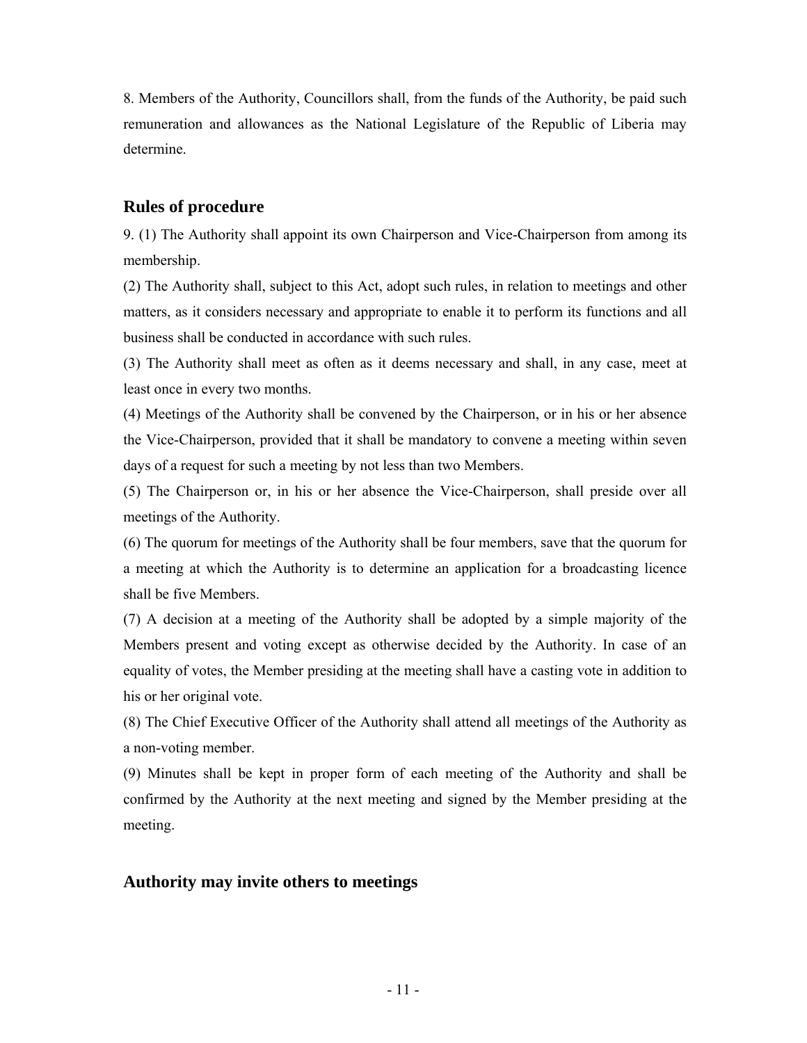8. Members of the Authority, Councillors shall, from the funds of the Authority, be paid such remuneration and allowances as the National Legislature of the Republic of Liberia may determine.

## Rules of procedure

9. (1) The Authority shall appoint its own Chairperson and Vice-Chairperson from among its membership.

(2) The Authority shall, subject to this Act, adopt such rules, in relation to meetings and other matters, as it considers necessary and appropriate to enable it to perform its functions and all business shall be conducted in accordance with such rules.

(3) The Authority shall meet as often as it deems necessary and shall, in any case, meet at least once in every two months.

(4) Meetings of the Authority shall be convened by the Chairperson, or in his or her absence the Vice-Chairperson, provided that it shall be mandatory to convene a meeting within seven days of a request for such a meeting by not less than two Members.

(5) The Chairperson or, in his or her absence the Vice-Chairperson, shall preside over all meetings of the Authority.

(6) The quorum for meetings of the Authority shall be four members, save that the quorum for a meeting at which the Authority is to determine an application for a broadcasting licence shall be five Members.

(7) A decision at a meeting of the Authority shall be adopted by a simple majority of the Members present and voting except as otherwise decided by the Authority. In case of an equality of votes, the Member presiding at the meeting shall have a casting vote in addition to his or her original vote.

(8) The Chief Executive Officer of the Authority shall attend all meetings of the Authority as a non-voting member.

(9) Minutes shall be kept in proper form of each meeting of the Authority and shall be confirmed by the Authority at the next meeting and signed by the Member presiding at the meeting.

## Authority may invite others to meetings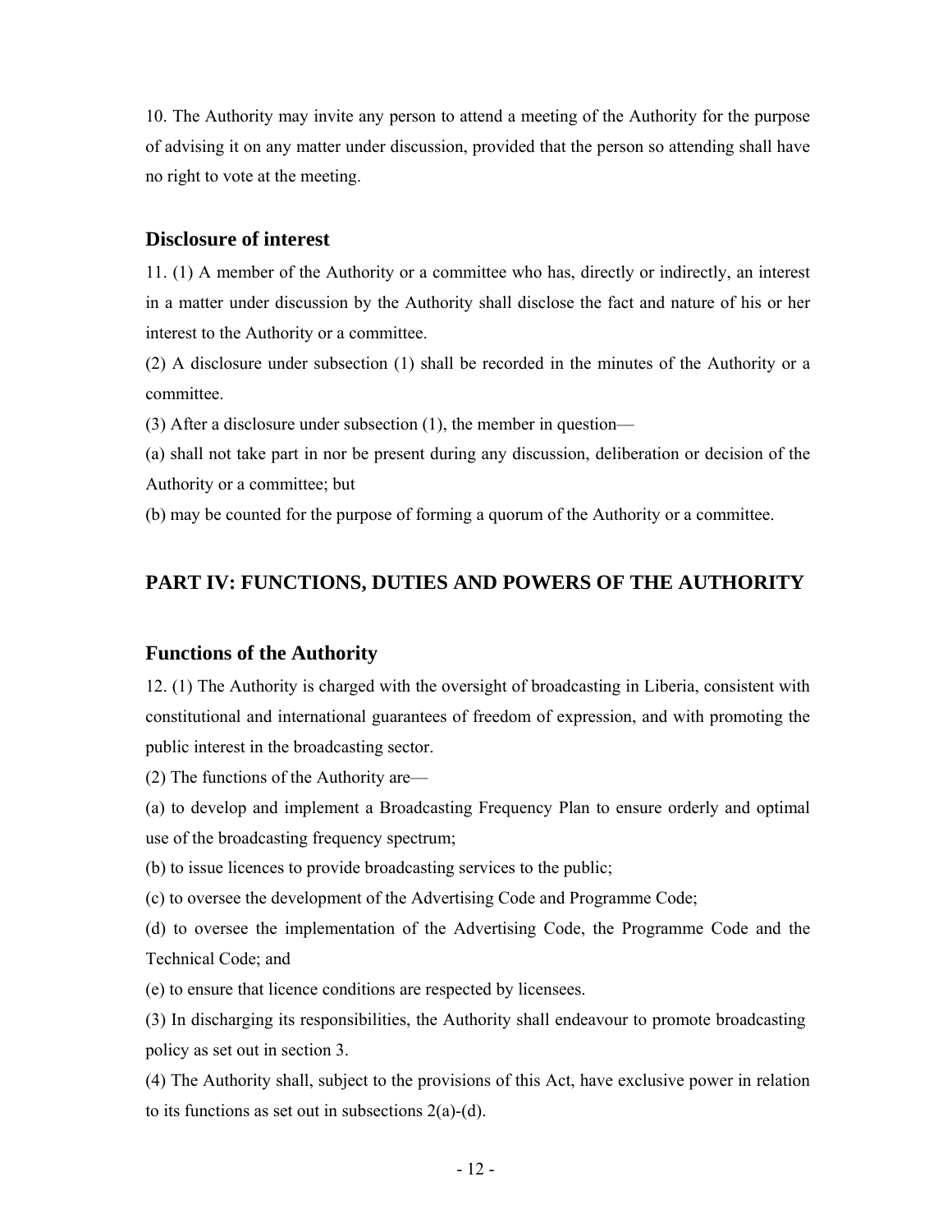10. The Authority may invite any person to attend a meeting of the Authority for the purpose of advising it on any matter under discussion, provided that the person so attending shall have no right to vote at the meeting.

### Disclosure of interest

11. (1) A member of the Authority or a committee who has, directly or indirectly, an interest in a matter under discussion by the Authority shall disclose the fact and nature of his or her interest to the Authority or a committee.

(2) A disclosure under subsection (1) shall be recorded in the minutes of the Authority or a committee.

(3) After a disclosure under subsection (1), the member in question—

(a) shall not take part in nor be present during any discussion, deliberation or decision of the Authority or a committee; but

(b) may be counted for the purpose of forming a quorum of the Authority or a committee.

## PART IV: FUNCTIONS, DUTIES AND POWERS OF THE AUTHORITY

### Functions of the Authority

12. (1) The Authority is charged with the oversight of broadcasting in Liberia, consistent with constitutional and international guarantees of freedom of expression, and with promoting the public interest in the broadcasting sector.

(2) The functions of the Authority are—

(a) to develop and implement a Broadcasting Frequency Plan to ensure orderly and optimal use of the broadcasting frequency spectrum;

(b) to issue licences to provide broadcasting services to the public;

(c) to oversee the development of the Advertising Code and Programme Code;

(d) to oversee the implementation of the Advertising Code, the Programme Code and the Technical Code; and

(e) to ensure that licence conditions are respected by licensees.

(3) In discharging its responsibilities, the Authority shall endeavour to promote broadcasting policy as set out in section 3.

(4) The Authority shall, subject to the provisions of this Act, have exclusive power in relation to its functions as set out in subsections 2(a)-(d).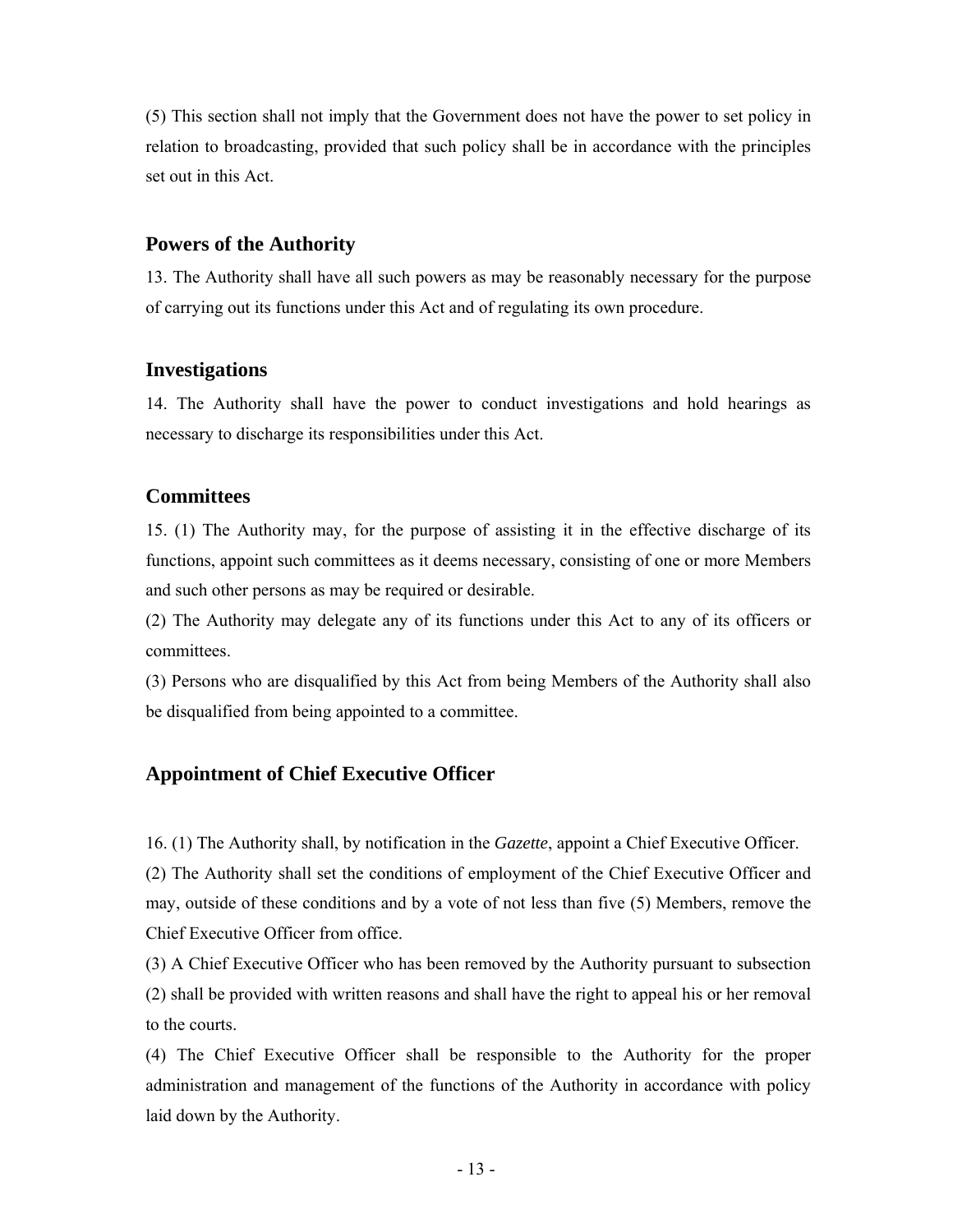(5) This section shall not imply that the Government does not have the power to set policy in relation to broadcasting, provided that such policy shall be in accordance with the principles set out in this Act.

### Powers of the Authority

13. The Authority shall have all such powers as may be reasonably necessary for the purpose of carrying out its functions under this Act and of regulating its own procedure.

### Investigations

14. The Authority shall have the power to conduct investigations and hold hearings as necessary to discharge its responsibilities under this Act.

### Committees

15. (1) The Authority may, for the purpose of assisting it in the effective discharge of its functions, appoint such committees as it deems necessary, consisting of one or more Members and such other persons as may be required or desirable.

(2) The Authority may delegate any of its functions under this Act to any of its officers or committees.

(3) Persons who are disqualified by this Act from being Members of the Authority shall also be disqualified from being appointed to a committee.

### Appointment of Chief Executive Officer

16. (1) The Authority shall, by notification in the *Gazette*, appoint a Chief Executive Officer.

(2) The Authority shall set the conditions of employment of the Chief Executive Officer and may, outside of these conditions and by a vote of not less than five (5) Members, remove the Chief Executive Officer from office.

(3) A Chief Executive Officer who has been removed by the Authority pursuant to subsection (2) shall be provided with written reasons and shall have the right to appeal his or her removal to the courts.

(4) The Chief Executive Officer shall be responsible to the Authority for the proper administration and management of the functions of the Authority in accordance with policy laid down by the Authority.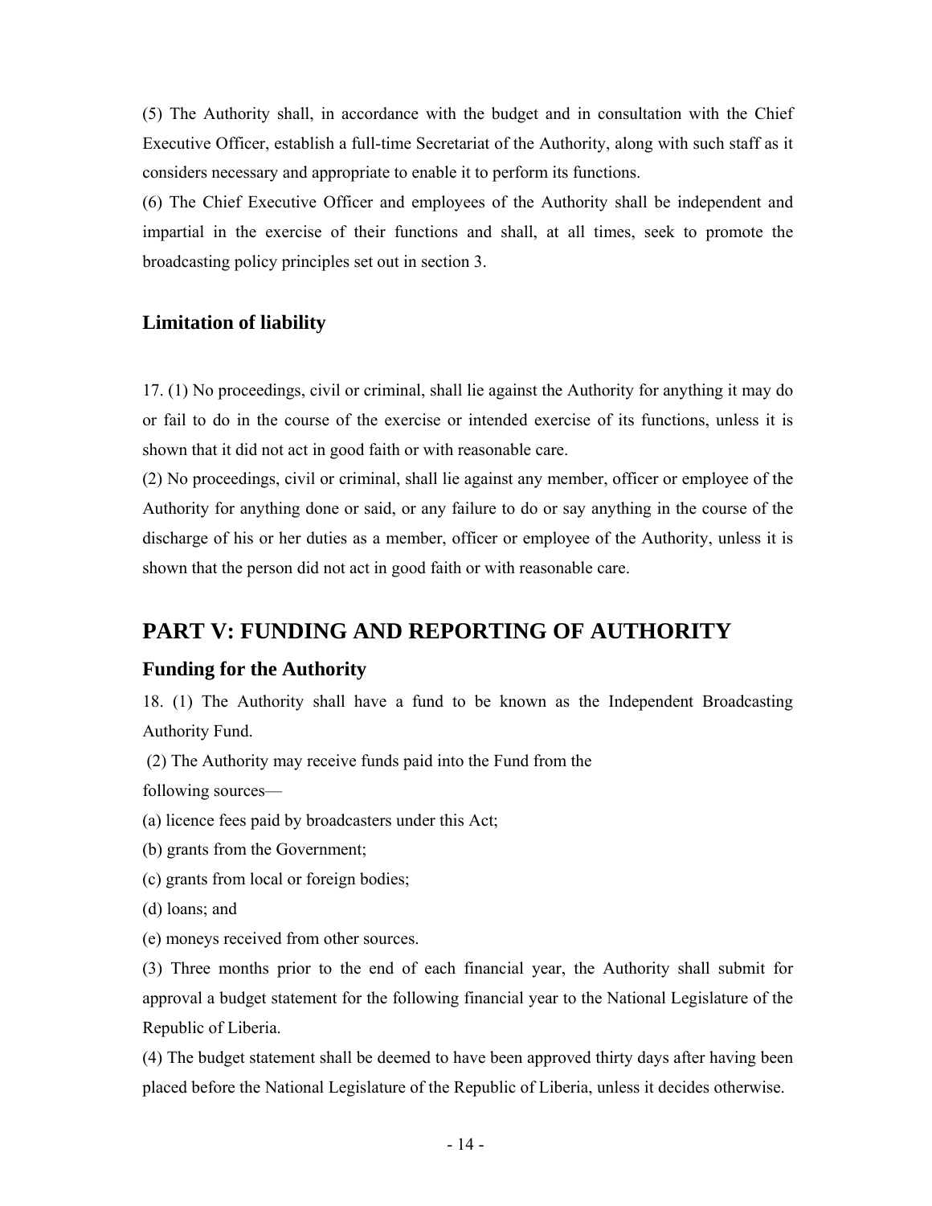(5) The Authority shall, in accordance with the budget and in consultation with the Chief Executive Officer, establish a full-time Secretariat of the Authority, along with such staff as it considers necessary and appropriate to enable it to perform its functions.

(6) The Chief Executive Officer and employees of the Authority shall be independent and impartial in the exercise of their functions and shall, at all times, seek to promote the broadcasting policy principles set out in section 3.

### Limitation of liability

17. (1) No proceedings, civil or criminal, shall lie against the Authority for anything it may do or fail to do in the course of the exercise or intended exercise of its functions, unless it is shown that it did not act in good faith or with reasonable care.

(2) No proceedings, civil or criminal, shall lie against any member, officer or employee of the Authority for anything done or said, or any failure to do or say anything in the course of the discharge of his or her duties as a member, officer or employee of the Authority, unless it is shown that the person did not act in good faith or with reasonable care.

## PART V: FUNDING AND REPORTING OF AUTHORITY

### Funding for the Authority

18. (1) The Authority shall have a fund to be known as the Independent Broadcasting Authority Fund.

(2) The Authority may receive funds paid into the Fund from the following sources—

(a) licence fees paid by broadcasters under this Act;

(b) grants from the Government;

(c) grants from local or foreign bodies;

(d) loans; and

(e) moneys received from other sources.

(3) Three months prior to the end of each financial year, the Authority shall submit for approval a budget statement for the following financial year to the National Legislature of the Republic of Liberia.

(4) The budget statement shall be deemed to have been approved thirty days after having been placed before the National Legislature of the Republic of Liberia, unless it decides otherwise.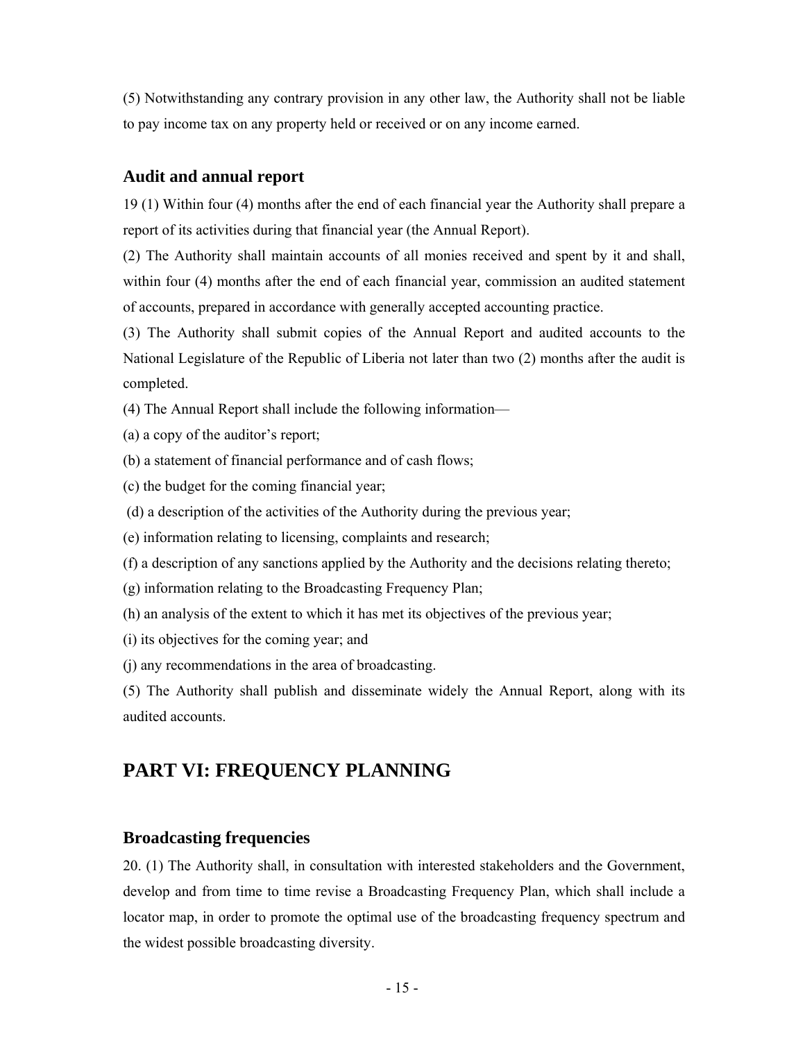(5) Notwithstanding any contrary provision in any other law, the Authority shall not be liable to pay income tax on any property held or received or on any income earned.

### Audit and annual report

19 (1) Within four (4) months after the end of each financial year the Authority shall prepare a report of its activities during that financial year (the Annual Report).

(2) The Authority shall maintain accounts of all monies received and spent by it and shall, within four (4) months after the end of each financial year, commission an audited statement of accounts, prepared in accordance with generally accepted accounting practice.

(3) The Authority shall submit copies of the Annual Report and audited accounts to the National Legislature of the Republic of Liberia not later than two (2) months after the audit is completed.

(4) The Annual Report shall include the following information—

(a) a copy of the auditor's report;

(b) a statement of financial performance and of cash flows;

(c) the budget for the coming financial year;

(d) a description of the activities of the Authority during the previous year;

(e) information relating to licensing, complaints and research;

(f) a description of any sanctions applied by the Authority and the decisions relating thereto;

(g) information relating to the Broadcasting Frequency Plan;

(h) an analysis of the extent to which it has met its objectives of the previous year;

(i) its objectives for the coming year; and

(j) any recommendations in the area of broadcasting.

(5) The Authority shall publish and disseminate widely the Annual Report, along with its audited accounts.

## PART VI: FREQUENCY PLANNING

### Broadcasting frequencies

20. (1) The Authority shall, in consultation with interested stakeholders and the Government, develop and from time to time revise a Broadcasting Frequency Plan, which shall include a locator map, in order to promote the optimal use of the broadcasting frequency spectrum and the widest possible broadcasting diversity.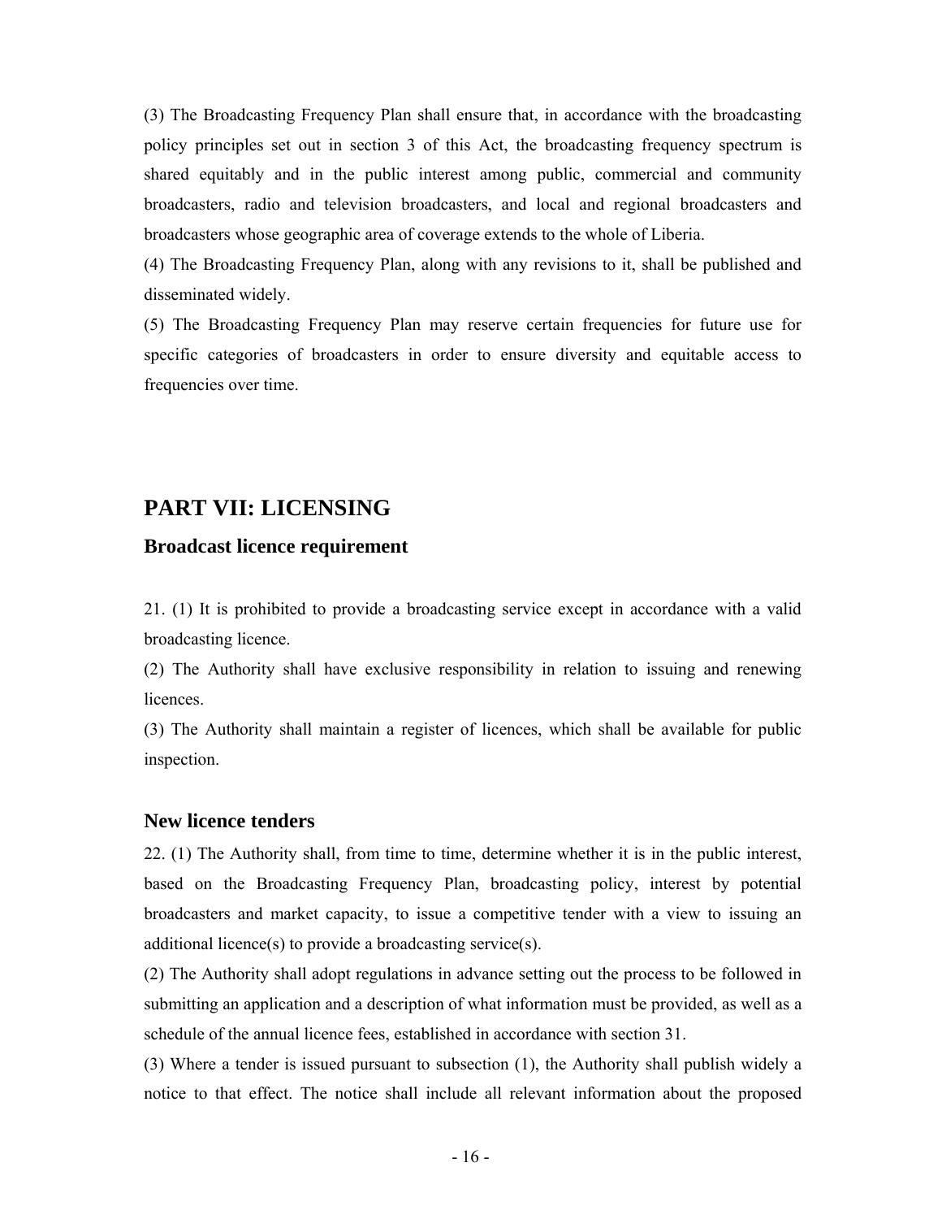(3) The Broadcasting Frequency Plan shall ensure that, in accordance with the broadcasting policy principles set out in section 3 of this Act, the broadcasting frequency spectrum is shared equitably and in the public interest among public, commercial and community broadcasters, radio and television broadcasters, and local and regional broadcasters and broadcasters whose geographic area of coverage extends to the whole of Liberia.

(4) The Broadcasting Frequency Plan, along with any revisions to it, shall be published and disseminated widely.

(5) The Broadcasting Frequency Plan may reserve certain frequencies for future use for specific categories of broadcasters in order to ensure diversity and equitable access to frequencies over time.

## PART VII: LICENSING

### Broadcast licence requirement

21. (1) It is prohibited to provide a broadcasting service except in accordance with a valid broadcasting licence.

(2) The Authority shall have exclusive responsibility in relation to issuing and renewing licences.

(3) The Authority shall maintain a register of licences, which shall be available for public inspection.

### New licence tenders

22. (1) The Authority shall, from time to time, determine whether it is in the public interest, based on the Broadcasting Frequency Plan, broadcasting policy, interest by potential broadcasters and market capacity, to issue a competitive tender with a view to issuing an additional licence(s) to provide a broadcasting service(s).

(2) The Authority shall adopt regulations in advance setting out the process to be followed in submitting an application and a description of what information must be provided, as well as a schedule of the annual licence fees, established in accordance with section 31.

(3) Where a tender is issued pursuant to subsection (1), the Authority shall publish widely a notice to that effect. The notice shall include all relevant information about the proposed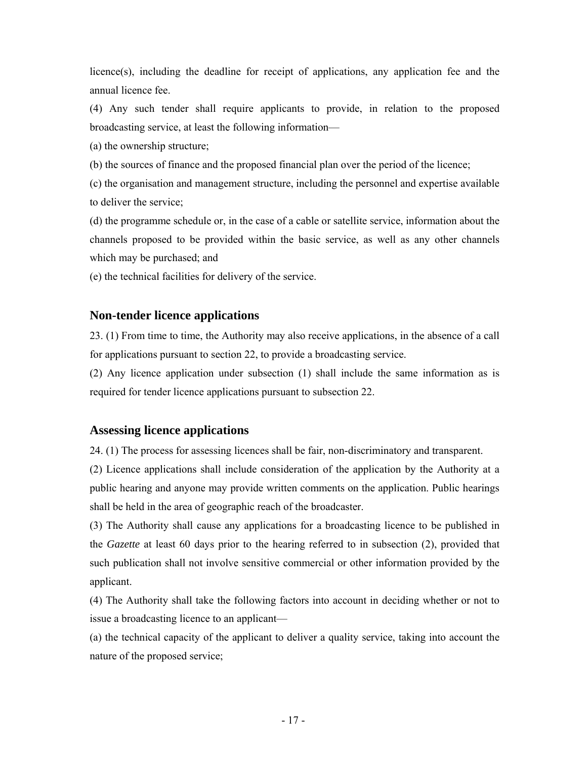licence(s), including the deadline for receipt of applications, any application fee and the annual licence fee.

(4) Any such tender shall require applicants to provide, in relation to the proposed broadcasting service, at least the following information—

(a) the ownership structure;

(b) the sources of finance and the proposed financial plan over the period of the licence;

(c) the organisation and management structure, including the personnel and expertise available to deliver the service;

(d) the programme schedule or, in the case of a cable or satellite service, information about the channels proposed to be provided within the basic service, as well as any other channels which may be purchased; and

(e) the technical facilities for delivery of the service.

## Non-tender licence applications

23. (1) From time to time, the Authority may also receive applications, in the absence of a call for applications pursuant to section 22, to provide a broadcasting service.

(2) Any licence application under subsection (1) shall include the same information as is required for tender licence applications pursuant to subsection 22.

## Assessing licence applications

24. (1) The process for assessing licences shall be fair, non-discriminatory and transparent.

(2) Licence applications shall include consideration of the application by the Authority at a public hearing and anyone may provide written comments on the application. Public hearings shall be held in the area of geographic reach of the broadcaster.

(3) The Authority shall cause any applications for a broadcasting licence to be published in the *Gazette* at least 60 days prior to the hearing referred to in subsection (2), provided that such publication shall not involve sensitive commercial or other information provided by the applicant.

(4) The Authority shall take the following factors into account in deciding whether or not to issue a broadcasting licence to an applicant—

(a) the technical capacity of the applicant to deliver a quality service, taking into account the nature of the proposed service;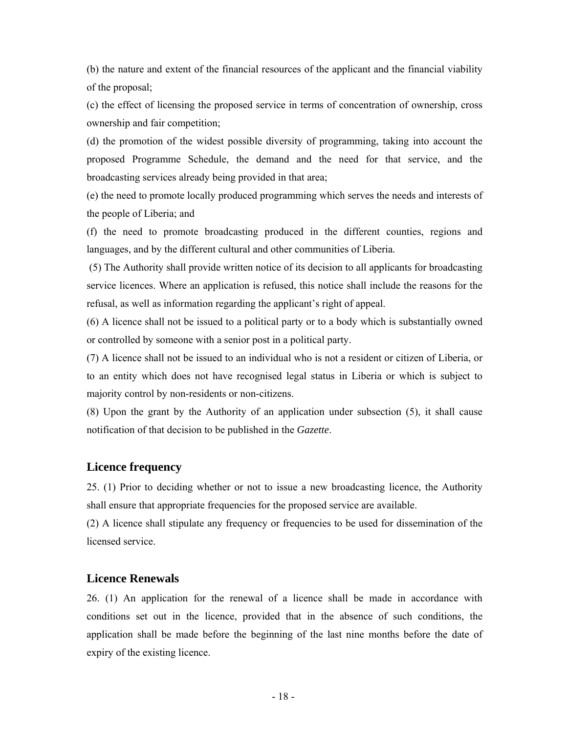(b) the nature and extent of the financial resources of the applicant and the financial viability of the proposal;

(c) the effect of licensing the proposed service in terms of concentration of ownership, cross ownership and fair competition;

(d) the promotion of the widest possible diversity of programming, taking into account the proposed Programme Schedule, the demand and the need for that service, and the broadcasting services already being provided in that area;

(e) the need to promote locally produced programming which serves the needs and interests of the people of Liberia; and

(f) the need to promote broadcasting produced in the different counties, regions and languages, and by the different cultural and other communities of Liberia.

(5) The Authority shall provide written notice of its decision to all applicants for broadcasting service licences. Where an application is refused, this notice shall include the reasons for the refusal, as well as information regarding the applicant's right of appeal.

(6) A licence shall not be issued to a political party or to a body which is substantially owned or controlled by someone with a senior post in a political party.

(7) A licence shall not be issued to an individual who is not a resident or citizen of Liberia, or to an entity which does not have recognised legal status in Liberia or which is subject to majority control by non-residents or non-citizens.

(8) Upon the grant by the Authority of an application under subsection (5), it shall cause notification of that decision to be published in the *Gazette*.

## Licence frequency

25. (1) Prior to deciding whether or not to issue a new broadcasting licence, the Authority shall ensure that appropriate frequencies for the proposed service are available.

(2) A licence shall stipulate any frequency or frequencies to be used for dissemination of the licensed service.

## Licence Renewals

26. (1) An application for the renewal of a licence shall be made in accordance with conditions set out in the licence, provided that in the absence of such conditions, the application shall be made before the beginning of the last nine months before the date of expiry of the existing licence.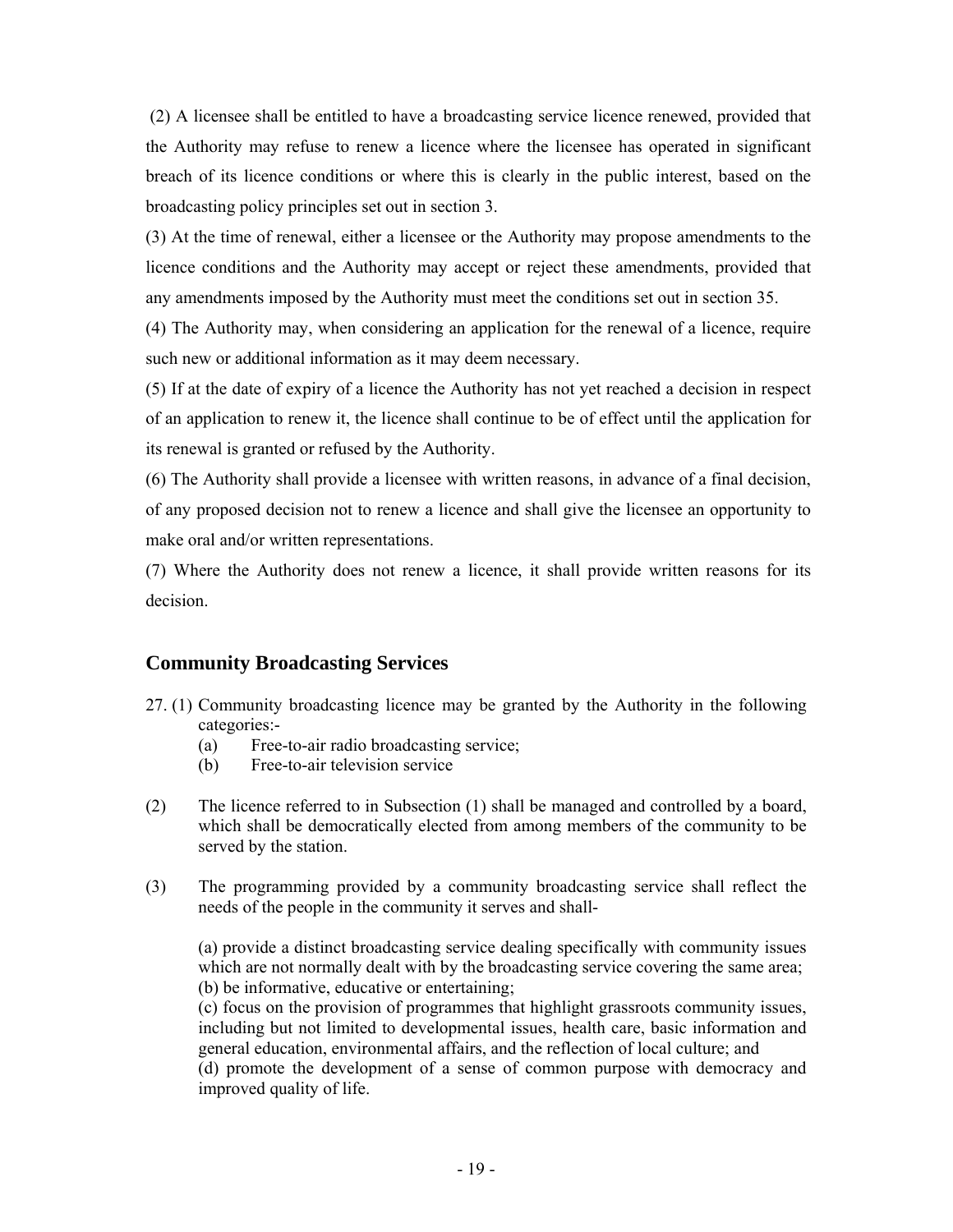(2) A licensee shall be entitled to have a broadcasting service licence renewed, provided that the Authority may refuse to renew a licence where the licensee has operated in significant breach of its licence conditions or where this is clearly in the public interest, based on the broadcasting policy principles set out in section 3.

(3) At the time of renewal, either a licensee or the Authority may propose amendments to the licence conditions and the Authority may accept or reject these amendments, provided that any amendments imposed by the Authority must meet the conditions set out in section 35.

(4) The Authority may, when considering an application for the renewal of a licence, require such new or additional information as it may deem necessary.

(5) If at the date of expiry of a licence the Authority has not yet reached a decision in respect of an application to renew it, the licence shall continue to be of effect until the application for its renewal is granted or refused by the Authority.

(6) The Authority shall provide a licensee with written reasons, in advance of a final decision, of any proposed decision not to renew a licence and shall give the licensee an opportunity to make oral and/or written representations.

(7) Where the Authority does not renew a licence, it shall provide written reasons for its decision.

## Community Broadcasting Services

27. (1) Community broadcasting licence may be granted by the Authority in the following categories:-

   (a) Free-to-air radio broadcasting service;
   (b) Free-to-air television service

(2) The licence referred to in Subsection (1) shall be managed and controlled by a board, which shall be democratically elected from among members of the community to be served by the station.

(3) The programming provided by a community broadcasting service shall reflect the needs of the people in the community it serves and shall-

   (a) provide a distinct broadcasting service dealing specifically with community issues which are not normally dealt with by the broadcasting service covering the same area;
   (b) be informative, educative or entertaining;
   (c) focus on the provision of programmes that highlight grassroots community issues, including but not limited to developmental issues, health care, basic information and general education, environmental affairs, and the reflection of local culture; and
   (d) promote the development of a sense of common purpose with democracy and improved quality of life.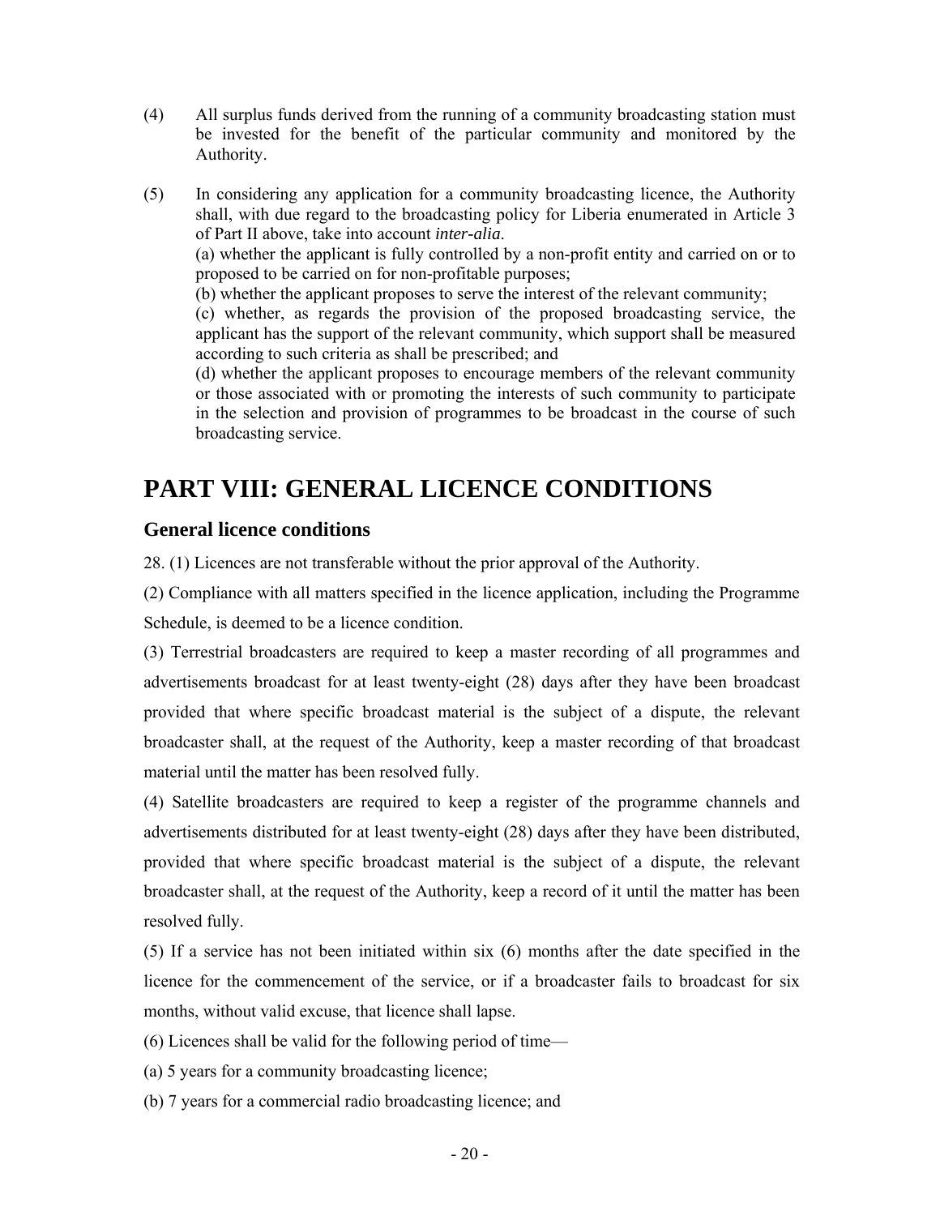(4) All surplus funds derived from the running of a community broadcasting station must be invested for the benefit of the particular community and monitored by the Authority.

(5) In considering any application for a community broadcasting licence, the Authority shall, with due regard to the broadcasting policy for Liberia enumerated in Article 3 of Part II above, take into account *inter-alia*.
(a) whether the applicant is fully controlled by a non-profit entity and carried on or to proposed to be carried on for non-profitable purposes;
(b) whether the applicant proposes to serve the interest of the relevant community;
(c) whether, as regards the provision of the proposed broadcasting service, the applicant has the support of the relevant community, which support shall be measured according to such criteria as shall be prescribed; and
(d) whether the applicant proposes to encourage members of the relevant community or those associated with or promoting the interests of such community to participate in the selection and provision of programmes to be broadcast in the course of such broadcasting service.

# PART VIII: GENERAL LICENCE CONDITIONS

## General licence conditions

28. (1) Licences are not transferable without the prior approval of the Authority.

(2) Compliance with all matters specified in the licence application, including the Programme Schedule, is deemed to be a licence condition.

(3) Terrestrial broadcasters are required to keep a master recording of all programmes and advertisements broadcast for at least twenty-eight (28) days after they have been broadcast provided that where specific broadcast material is the subject of a dispute, the relevant broadcaster shall, at the request of the Authority, keep a master recording of that broadcast material until the matter has been resolved fully.

(4) Satellite broadcasters are required to keep a register of the programme channels and advertisements distributed for at least twenty-eight (28) days after they have been distributed, provided that where specific broadcast material is the subject of a dispute, the relevant broadcaster shall, at the request of the Authority, keep a record of it until the matter has been resolved fully.

(5) If a service has not been initiated within six (6) months after the date specified in the licence for the commencement of the service, or if a broadcaster fails to broadcast for six months, without valid excuse, that licence shall lapse.

(6) Licences shall be valid for the following period of time—

(a) 5 years for a community broadcasting licence;

(b) 7 years for a commercial radio broadcasting licence; and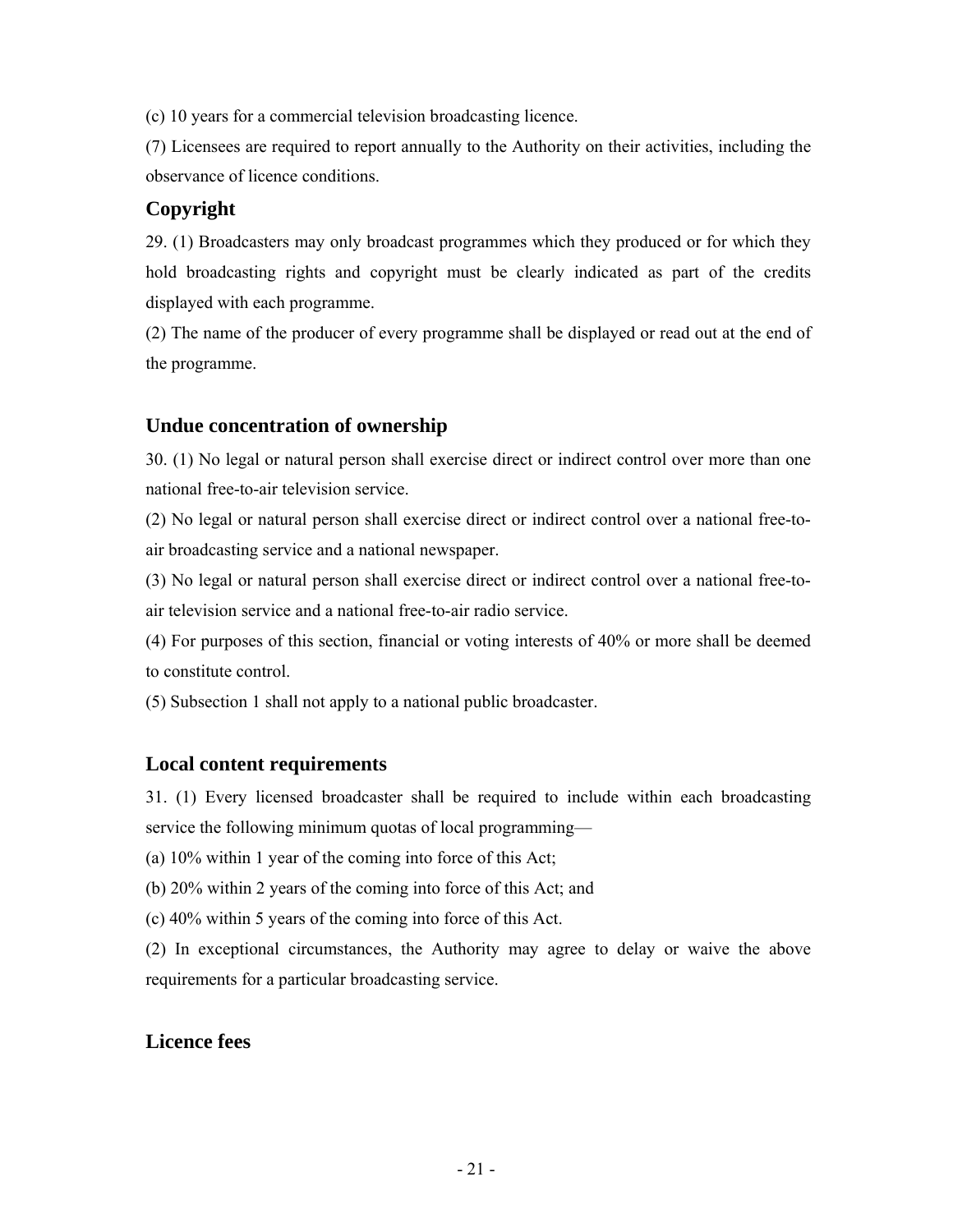(c) 10 years for a commercial television broadcasting licence.

(7) Licensees are required to report annually to the Authority on their activities, including the observance of licence conditions.

## Copyright

29. (1) Broadcasters may only broadcast programmes which they produced or for which they hold broadcasting rights and copyright must be clearly indicated as part of the credits displayed with each programme.

(2) The name of the producer of every programme shall be displayed or read out at the end of the programme.

## Undue concentration of ownership

30. (1) No legal or natural person shall exercise direct or indirect control over more than one national free-to-air television service.

(2) No legal or natural person shall exercise direct or indirect control over a national free-to-air broadcasting service and a national newspaper.

(3) No legal or natural person shall exercise direct or indirect control over a national free-to-air television service and a national free-to-air radio service.

(4) For purposes of this section, financial or voting interests of 40% or more shall be deemed to constitute control.

(5) Subsection 1 shall not apply to a national public broadcaster.

## Local content requirements

31. (1) Every licensed broadcaster shall be required to include within each broadcasting service the following minimum quotas of local programming—

(a) 10% within 1 year of the coming into force of this Act;

(b) 20% within 2 years of the coming into force of this Act; and

(c) 40% within 5 years of the coming into force of this Act.

(2) In exceptional circumstances, the Authority may agree to delay or waive the above requirements for a particular broadcasting service.

## Licence fees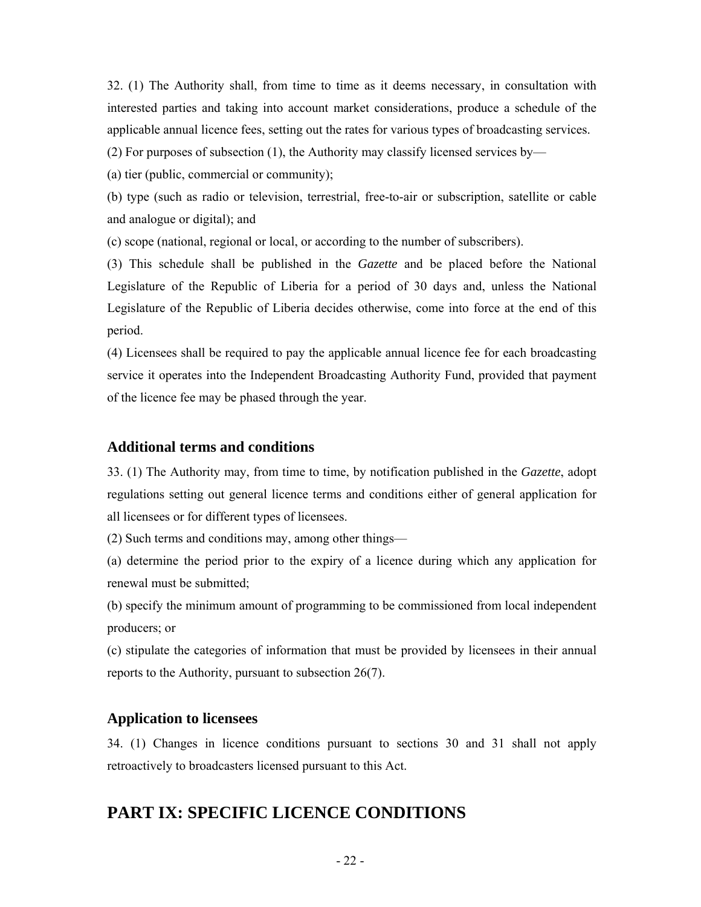32. (1) The Authority shall, from time to time as it deems necessary, in consultation with interested parties and taking into account market considerations, produce a schedule of the applicable annual licence fees, setting out the rates for various types of broadcasting services.

(2) For purposes of subsection (1), the Authority may classify licensed services by—

(a) tier (public, commercial or community);

(b) type (such as radio or television, terrestrial, free-to-air or subscription, satellite or cable and analogue or digital); and

(c) scope (national, regional or local, or according to the number of subscribers).

(3) This schedule shall be published in the *Gazette* and be placed before the National Legislature of the Republic of Liberia for a period of 30 days and, unless the National Legislature of the Republic of Liberia decides otherwise, come into force at the end of this period.

(4) Licensees shall be required to pay the applicable annual licence fee for each broadcasting service it operates into the Independent Broadcasting Authority Fund, provided that payment of the licence fee may be phased through the year.

### Additional terms and conditions

33. (1) The Authority may, from time to time, by notification published in the *Gazette*, adopt regulations setting out general licence terms and conditions either of general application for all licensees or for different types of licensees.

(2) Such terms and conditions may, among other things—

(a) determine the period prior to the expiry of a licence during which any application for renewal must be submitted;

(b) specify the minimum amount of programming to be commissioned from local independent producers; or

(c) stipulate the categories of information that must be provided by licensees in their annual reports to the Authority, pursuant to subsection 26(7).

### Application to licensees

34. (1) Changes in licence conditions pursuant to sections 30 and 31 shall not apply retroactively to broadcasters licensed pursuant to this Act.

## PART IX: SPECIFIC LICENCE CONDITIONS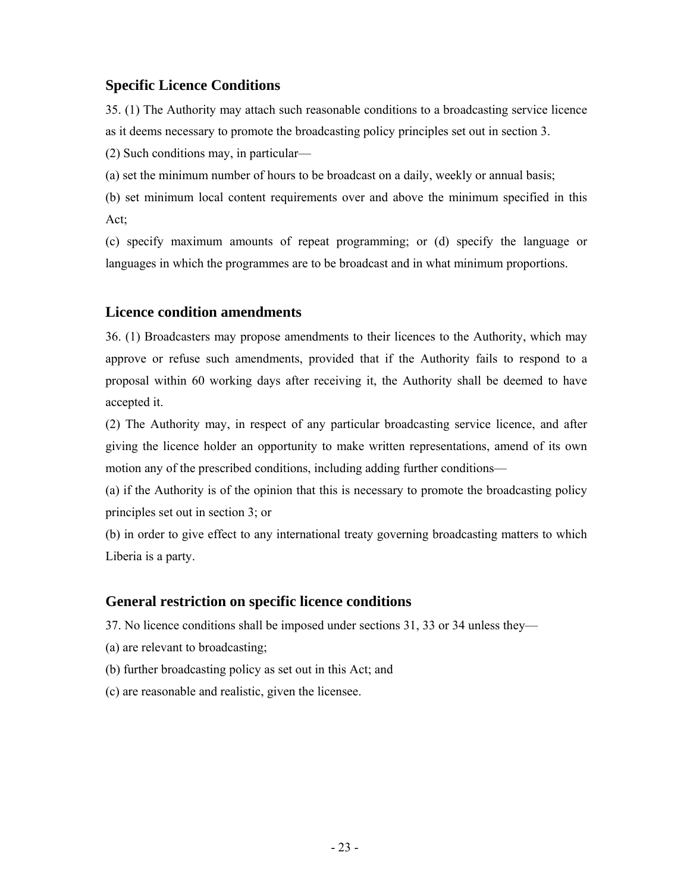## Specific Licence Conditions

35. (1) The Authority may attach such reasonable conditions to a broadcasting service licence as it deems necessary to promote the broadcasting policy principles set out in section 3.

(2) Such conditions may, in particular—

(a) set the minimum number of hours to be broadcast on a daily, weekly or annual basis;

(b) set minimum local content requirements over and above the minimum specified in this Act;

(c) specify maximum amounts of repeat programming; or (d) specify the language or languages in which the programmes are to be broadcast and in what minimum proportions.

## Licence condition amendments

36. (1) Broadcasters may propose amendments to their licences to the Authority, which may approve or refuse such amendments, provided that if the Authority fails to respond to a proposal within 60 working days after receiving it, the Authority shall be deemed to have accepted it.

(2) The Authority may, in respect of any particular broadcasting service licence, and after giving the licence holder an opportunity to make written representations, amend of its own motion any of the prescribed conditions, including adding further conditions—

(a) if the Authority is of the opinion that this is necessary to promote the broadcasting policy principles set out in section 3; or

(b) in order to give effect to any international treaty governing broadcasting matters to which Liberia is a party.

## General restriction on specific licence conditions

37. No licence conditions shall be imposed under sections 31, 33 or 34 unless they—

(a) are relevant to broadcasting;

(b) further broadcasting policy as set out in this Act; and

(c) are reasonable and realistic, given the licensee.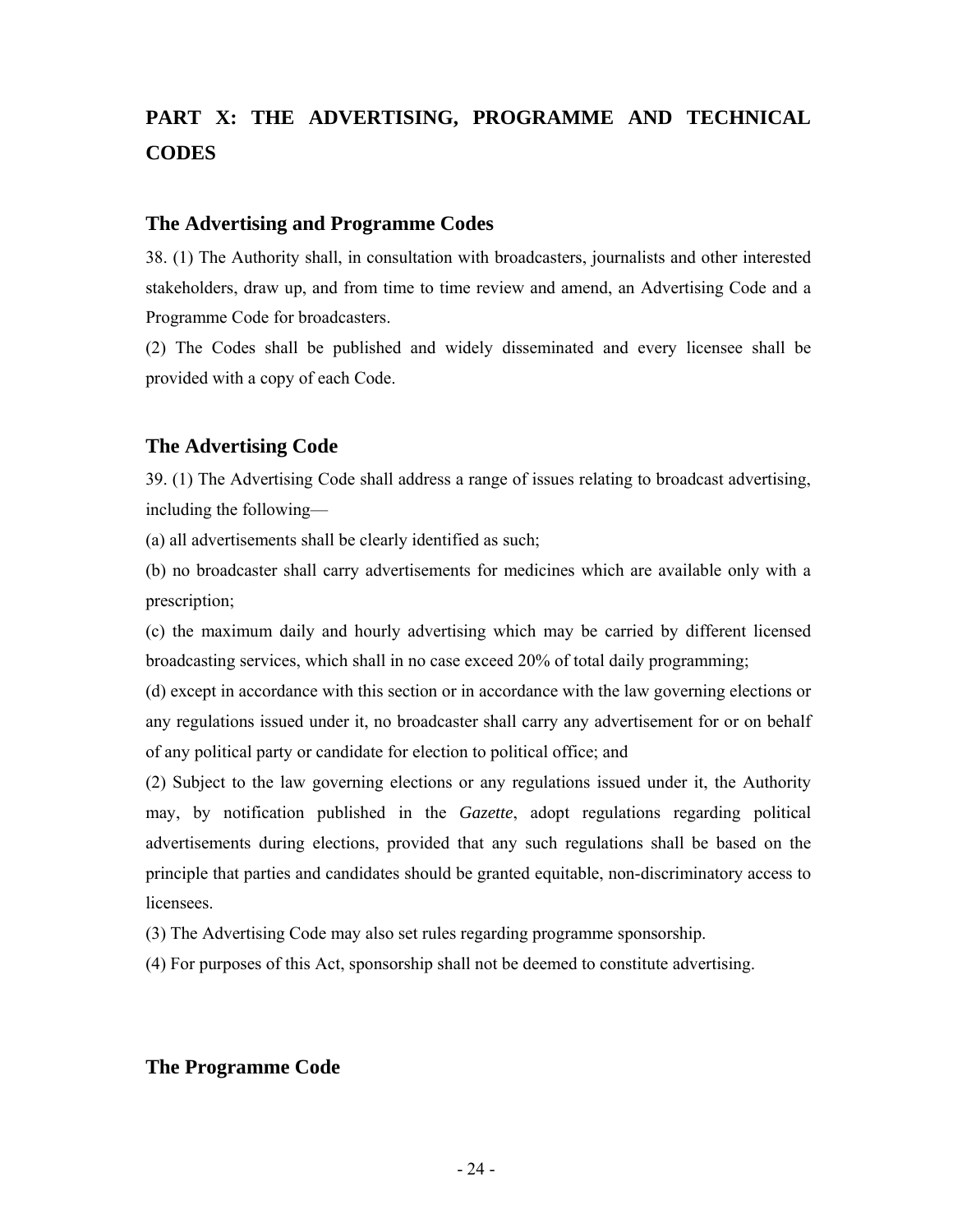# PART X: THE ADVERTISING, PROGRAMME AND TECHNICAL CODES

## The Advertising and Programme Codes

38. (1) The Authority shall, in consultation with broadcasters, journalists and other interested stakeholders, draw up, and from time to time review and amend, an Advertising Code and a Programme Code for broadcasters.

(2) The Codes shall be published and widely disseminated and every licensee shall be provided with a copy of each Code.

## The Advertising Code

39. (1) The Advertising Code shall address a range of issues relating to broadcast advertising, including the following—

(a) all advertisements shall be clearly identified as such;

(b) no broadcaster shall carry advertisements for medicines which are available only with a prescription;

(c) the maximum daily and hourly advertising which may be carried by different licensed broadcasting services, which shall in no case exceed 20% of total daily programming;

(d) except in accordance with this section or in accordance with the law governing elections or any regulations issued under it, no broadcaster shall carry any advertisement for or on behalf of any political party or candidate for election to political office; and

(2) Subject to the law governing elections or any regulations issued under it, the Authority may, by notification published in the *Gazette*, adopt regulations regarding political advertisements during elections, provided that any such regulations shall be based on the principle that parties and candidates should be granted equitable, non-discriminatory access to licensees.

(3) The Advertising Code may also set rules regarding programme sponsorship.

(4) For purposes of this Act, sponsorship shall not be deemed to constitute advertising.

## The Programme Code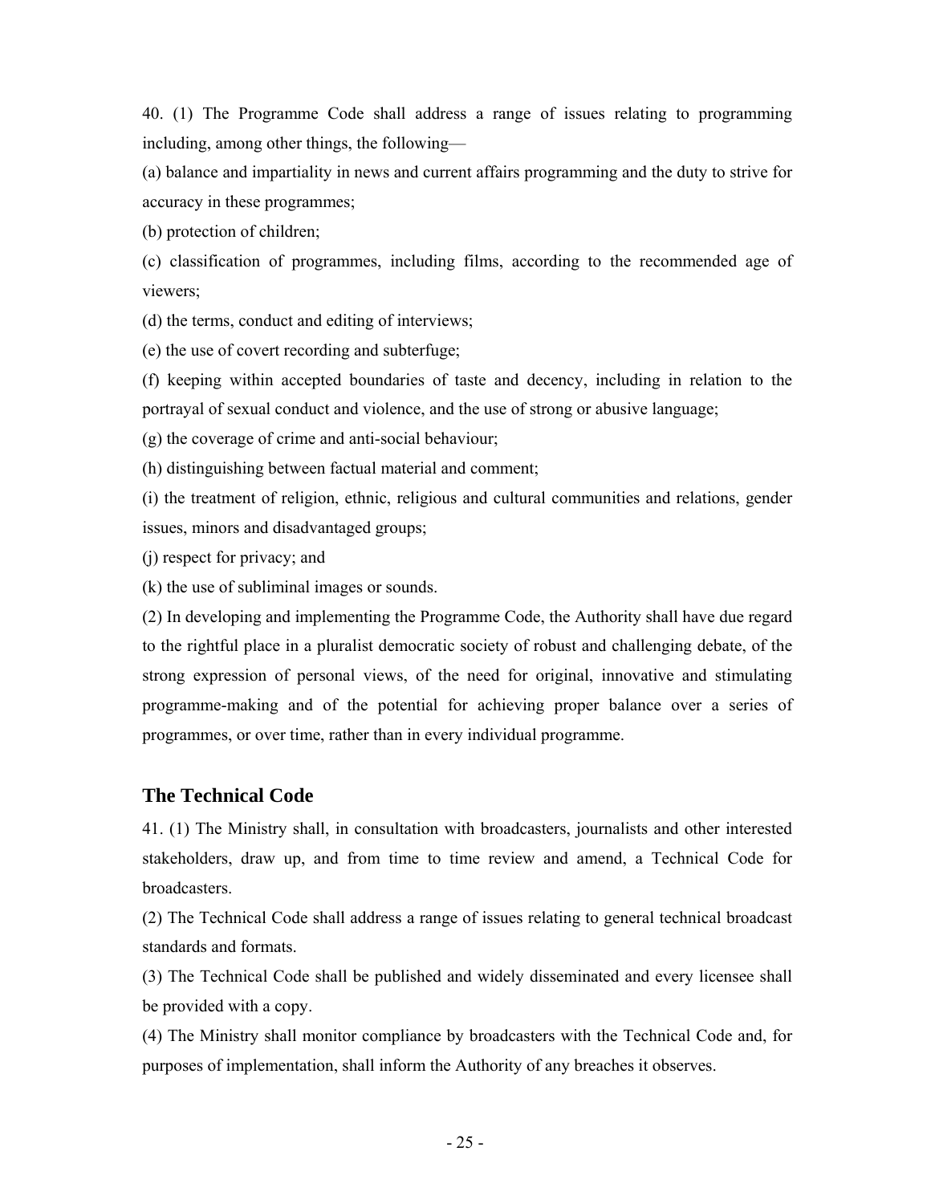40. (1) The Programme Code shall address a range of issues relating to programming including, among other things, the following—

(a) balance and impartiality in news and current affairs programming and the duty to strive for accuracy in these programmes;

(b) protection of children;

(c) classification of programmes, including films, according to the recommended age of viewers;

(d) the terms, conduct and editing of interviews;

(e) the use of covert recording and subterfuge;

(f) keeping within accepted boundaries of taste and decency, including in relation to the portrayal of sexual conduct and violence, and the use of strong or abusive language;

(g) the coverage of crime and anti-social behaviour;

(h) distinguishing between factual material and comment;

(i) the treatment of religion, ethnic, religious and cultural communities and relations, gender issues, minors and disadvantaged groups;

(j) respect for privacy; and

(k) the use of subliminal images or sounds.

(2) In developing and implementing the Programme Code, the Authority shall have due regard to the rightful place in a pluralist democratic society of robust and challenging debate, of the strong expression of personal views, of the need for original, innovative and stimulating programme-making and of the potential for achieving proper balance over a series of programmes, or over time, rather than in every individual programme.

## The Technical Code

41. (1) The Ministry shall, in consultation with broadcasters, journalists and other interested stakeholders, draw up, and from time to time review and amend, a Technical Code for broadcasters.

(2) The Technical Code shall address a range of issues relating to general technical broadcast standards and formats.

(3) The Technical Code shall be published and widely disseminated and every licensee shall be provided with a copy.

(4) The Ministry shall monitor compliance by broadcasters with the Technical Code and, for purposes of implementation, shall inform the Authority of any breaches it observes.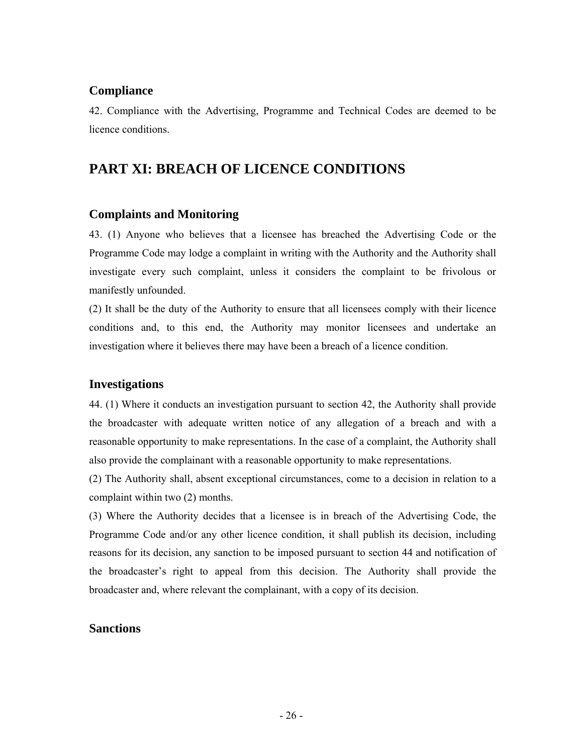### Compliance

42. Compliance with the Advertising, Programme and Technical Codes are deemed to be licence conditions.

## PART XI: BREACH OF LICENCE CONDITIONS

### Complaints and Monitoring

43. (1) Anyone who believes that a licensee has breached the Advertising Code or the Programme Code may lodge a complaint in writing with the Authority and the Authority shall investigate every such complaint, unless it considers the complaint to be frivolous or manifestly unfounded.

(2) It shall be the duty of the Authority to ensure that all licensees comply with their licence conditions and, to this end, the Authority may monitor licensees and undertake an investigation where it believes there may have been a breach of a licence condition.

### Investigations

44. (1) Where it conducts an investigation pursuant to section 42, the Authority shall provide the broadcaster with adequate written notice of any allegation of a breach and with a reasonable opportunity to make representations. In the case of a complaint, the Authority shall also provide the complainant with a reasonable opportunity to make representations.

(2) The Authority shall, absent exceptional circumstances, come to a decision in relation to a complaint within two (2) months.

(3) Where the Authority decides that a licensee is in breach of the Advertising Code, the Programme Code and/or any other licence condition, it shall publish its decision, including reasons for its decision, any sanction to be imposed pursuant to section 44 and notification of the broadcaster's right to appeal from this decision. The Authority shall provide the broadcaster and, where relevant the complainant, with a copy of its decision.

### Sanctions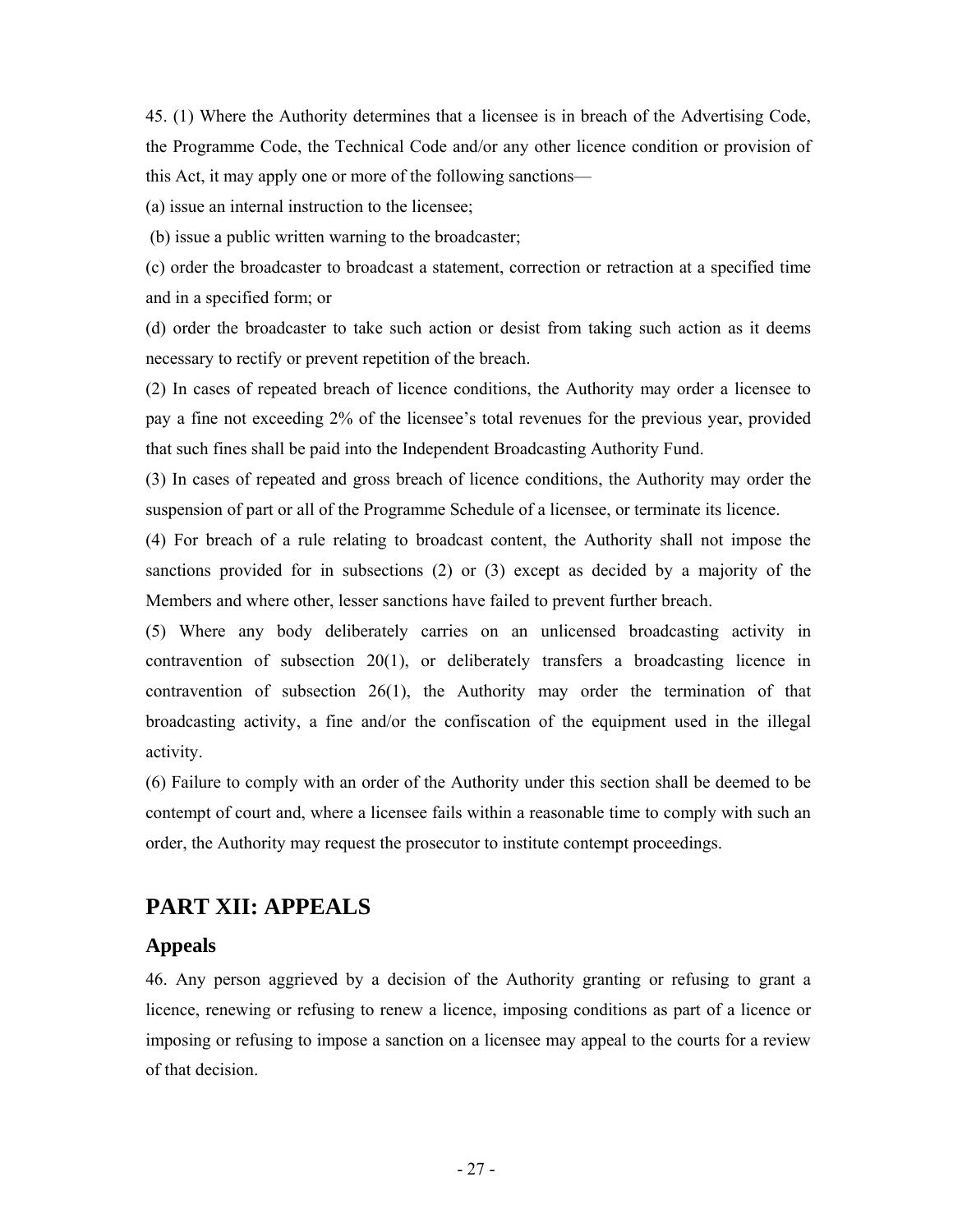45. (1) Where the Authority determines that a licensee is in breach of the Advertising Code, the Programme Code, the Technical Code and/or any other licence condition or provision of this Act, it may apply one or more of the following sanctions—

(a) issue an internal instruction to the licensee;

(b) issue a public written warning to the broadcaster;

(c) order the broadcaster to broadcast a statement, correction or retraction at a specified time and in a specified form; or

(d) order the broadcaster to take such action or desist from taking such action as it deems necessary to rectify or prevent repetition of the breach.

(2) In cases of repeated breach of licence conditions, the Authority may order a licensee to pay a fine not exceeding 2% of the licensee's total revenues for the previous year, provided that such fines shall be paid into the Independent Broadcasting Authority Fund.

(3) In cases of repeated and gross breach of licence conditions, the Authority may order the suspension of part or all of the Programme Schedule of a licensee, or terminate its licence.

(4) For breach of a rule relating to broadcast content, the Authority shall not impose the sanctions provided for in subsections (2) or (3) except as decided by a majority of the Members and where other, lesser sanctions have failed to prevent further breach.

(5) Where any body deliberately carries on an unlicensed broadcasting activity in contravention of subsection 20(1), or deliberately transfers a broadcasting licence in contravention of subsection 26(1), the Authority may order the termination of that broadcasting activity, a fine and/or the confiscation of the equipment used in the illegal activity.

(6) Failure to comply with an order of the Authority under this section shall be deemed to be contempt of court and, where a licensee fails within a reasonable time to comply with such an order, the Authority may request the prosecutor to institute contempt proceedings.

## PART XII: APPEALS

### Appeals

46. Any person aggrieved by a decision of the Authority granting or refusing to grant a licence, renewing or refusing to renew a licence, imposing conditions as part of a licence or imposing or refusing to impose a sanction on a licensee may appeal to the courts for a review of that decision.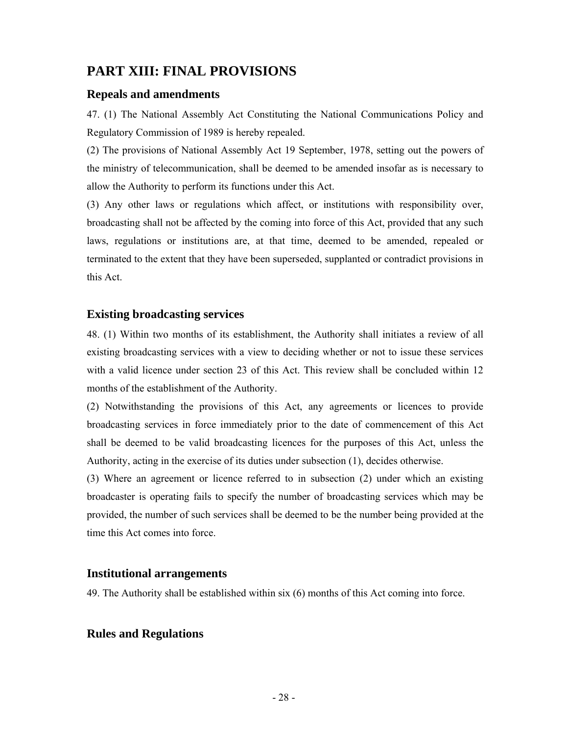## PART XIII: FINAL PROVISIONS

### Repeals and amendments

47. (1) The National Assembly Act Constituting the National Communications Policy and Regulatory Commission of 1989 is hereby repealed.

(2) The provisions of National Assembly Act 19 September, 1978, setting out the powers of the ministry of telecommunication, shall be deemed to be amended insofar as is necessary to allow the Authority to perform its functions under this Act.

(3) Any other laws or regulations which affect, or institutions with responsibility over, broadcasting shall not be affected by the coming into force of this Act, provided that any such laws, regulations or institutions are, at that time, deemed to be amended, repealed or terminated to the extent that they have been superseded, supplanted or contradict provisions in this Act.

### Existing broadcasting services

48. (1) Within two months of its establishment, the Authority shall initiates a review of all existing broadcasting services with a view to deciding whether or not to issue these services with a valid licence under section 23 of this Act. This review shall be concluded within 12 months of the establishment of the Authority.

(2) Notwithstanding the provisions of this Act, any agreements or licences to provide broadcasting services in force immediately prior to the date of commencement of this Act shall be deemed to be valid broadcasting licences for the purposes of this Act, unless the Authority, acting in the exercise of its duties under subsection (1), decides otherwise.

(3) Where an agreement or licence referred to in subsection (2) under which an existing broadcaster is operating fails to specify the number of broadcasting services which may be provided, the number of such services shall be deemed to be the number being provided at the time this Act comes into force.

### Institutional arrangements

49. The Authority shall be established within six (6) months of this Act coming into force.

### Rules and Regulations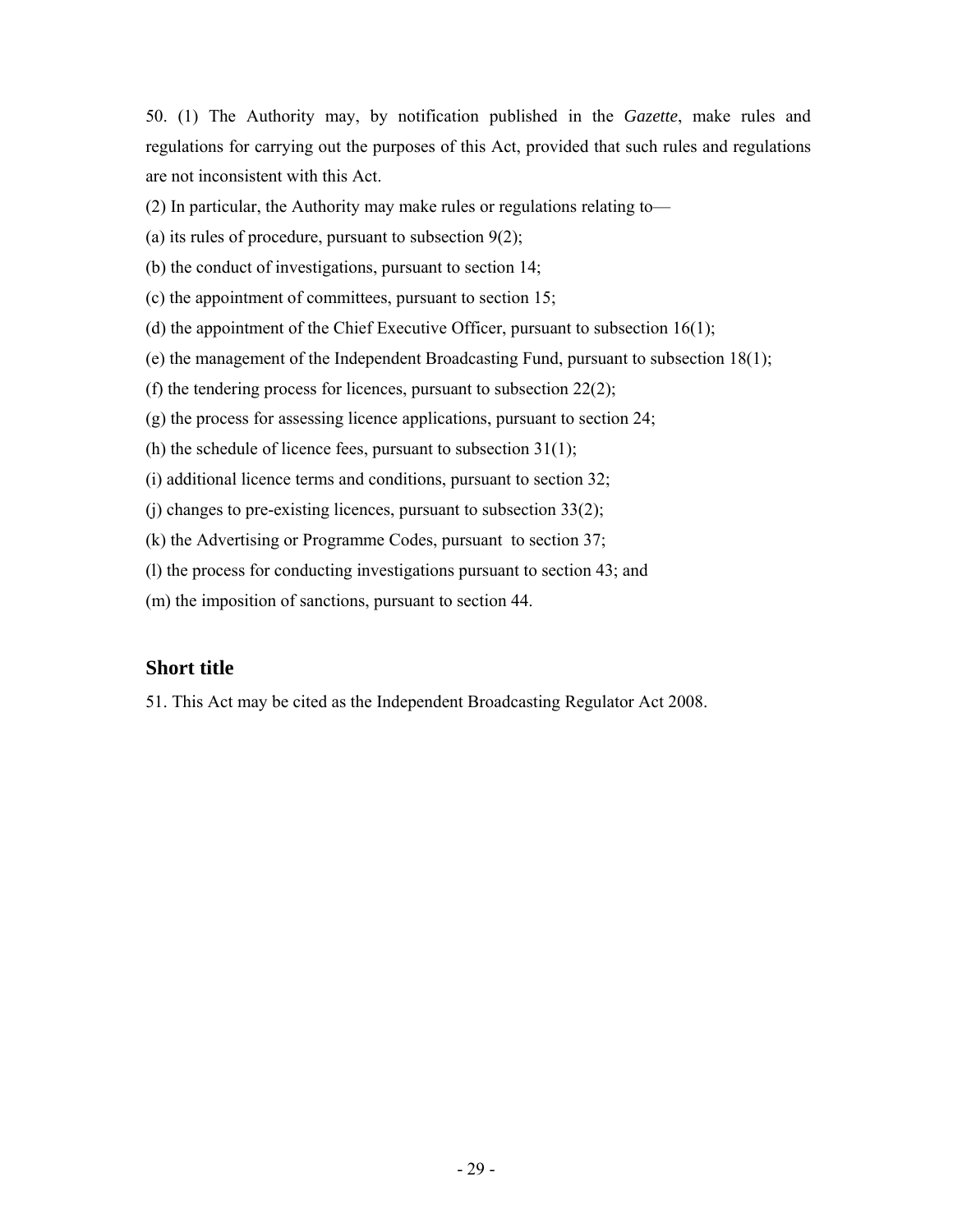50. (1) The Authority may, by notification published in the *Gazette*, make rules and regulations for carrying out the purposes of this Act, provided that such rules and regulations are not inconsistent with this Act.

(2) In particular, the Authority may make rules or regulations relating to—

(a) its rules of procedure, pursuant to subsection 9(2);

(b) the conduct of investigations, pursuant to section 14;

(c) the appointment of committees, pursuant to section 15;

(d) the appointment of the Chief Executive Officer, pursuant to subsection 16(1);

(e) the management of the Independent Broadcasting Fund, pursuant to subsection 18(1);

(f) the tendering process for licences, pursuant to subsection 22(2);

(g) the process for assessing licence applications, pursuant to section 24;

(h) the schedule of licence fees, pursuant to subsection 31(1);

(i) additional licence terms and conditions, pursuant to section 32;

(j) changes to pre-existing licences, pursuant to subsection 33(2);

(k) the Advertising or Programme Codes, pursuant to section 37;

(l) the process for conducting investigations pursuant to section 43; and

(m) the imposition of sanctions, pursuant to section 44.

## Short title

51. This Act may be cited as the Independent Broadcasting Regulator Act 2008.